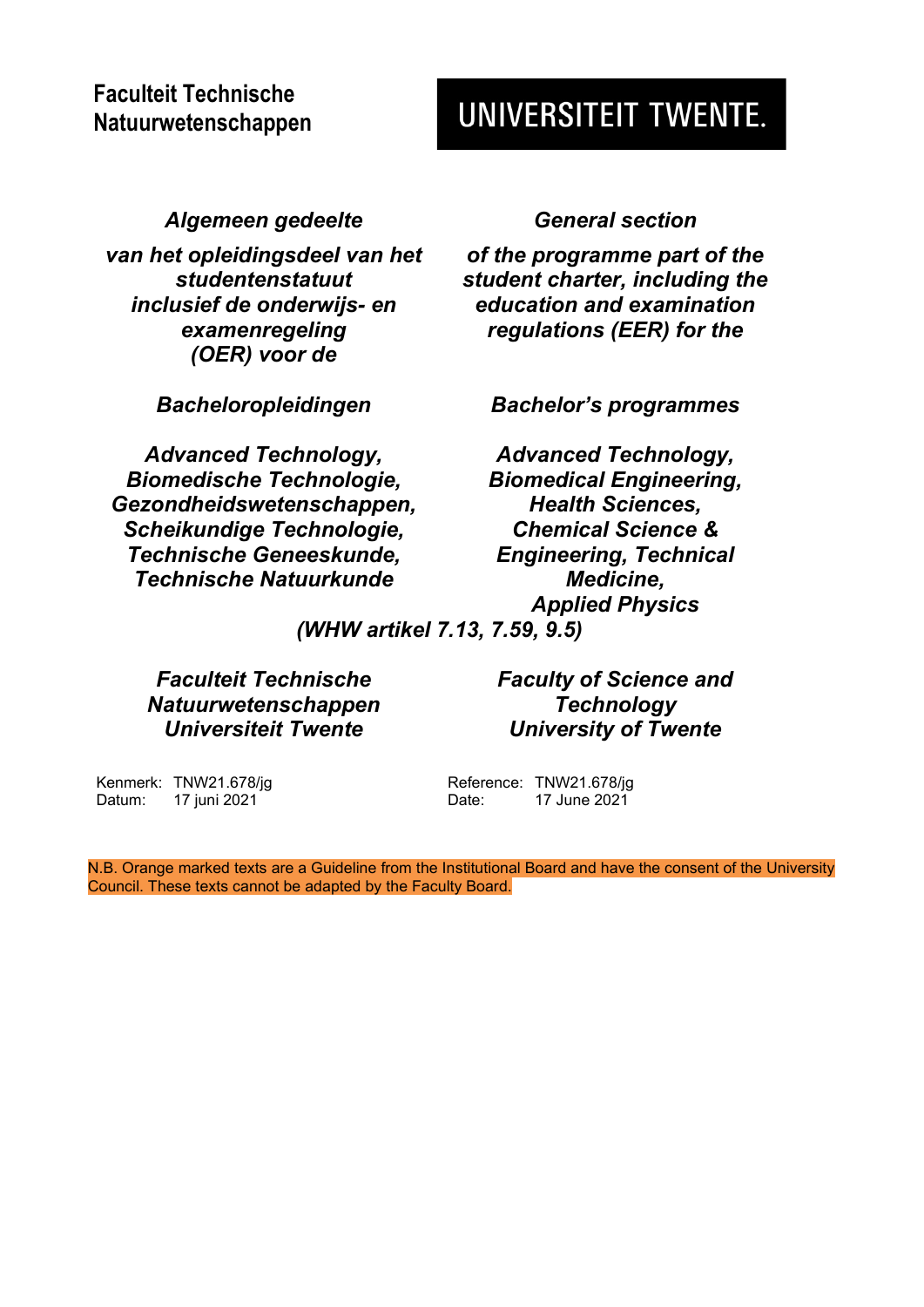Faculteit Technische Natuurwetenschappen

UNIVERSITEIT TWENTE.

*Algemeen gedeelte*

*van het opleidingsdeel van het studentenstatuut inclusief de onderwijs- en examenregeling (OER) voor de*

*Bacheloropleidingen*

*Advanced Technology, Biomedische Technologie, Gezondheidswetenschappen, Scheikundige Technologie, Technische Geneeskunde, Technische Natuurkunde*

*General section*

*of the programme part of the student charter, including the education and examination regulations (EER) for the*

*Bachelor's programmes*

*Advanced Technology, Biomedical Engineering, Health Sciences, Chemical Science & Engineering, Technical Medicine, Applied Physics*

*(WHW artikel 7.13, 7.59, 9.5)*

*Faculteit Technische Natuurwetenschappen Universiteit Twente*

*Faculty of Science and Technology University of Twente*

Kenmerk: TNW21.678/jg
Datum: 17 juni 2021

Reference: TNW21.678/jg
Date: 17 June 2021

N.B. Orange marked texts are a Guideline from the Institutional Board and have the consent of the University Council. These texts cannot be adapted by the Faculty Board.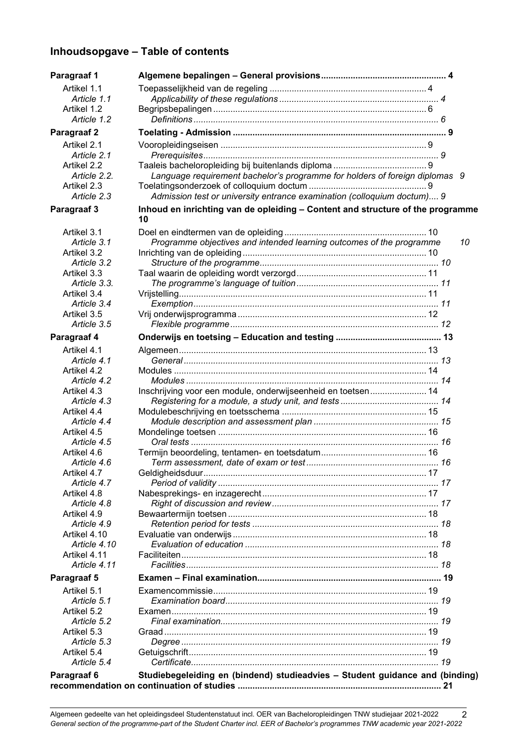# Inhoudsopgave – Table of contents

| | | |
|---|---|---|
| **Paragraaf 1** | **Algemene bepalingen – General provisions** | **4** |
| Artikel 1.1 | Toepasselijkheid van de regeling | 4 |
| *Article 1.1* | *Applicability of these regulations* | *4* |
| Artikel 1.2 | Begripsbepalingen | 6 |
| *Article 1.2* | *Definitions* | *6* |
| **Paragraaf 2** | **Toelating - Admission** | **9** |
| Artikel 2.1 | Vooropleidingseisen | 9 |
| *Article 2.1* | *Prerequisites* | *9* |
| Artikel 2.2 | Taaleis bacheloropleiding bij buitenlands diploma | 9 |
| *Article 2.2.* | *Language requirement bachelor's programme for holders of foreign diplomas* | *9* |
| Artikel 2.3 | Toelatingsonderzoek of colloquium doctum | 9 |
| *Article 2.3* | *Admission test or university entrance examination (colloquium doctum)* | *9* |
| **Paragraaf 3** | **Inhoud en inrichting van de opleiding – Content and structure of the programme** | **10** |
| Artikel 3.1 | Doel en eindtermen van de opleiding | 10 |
| *Article 3.1* | *Programme objectives and intended learning outcomes of the programme* | *10* |
| Artikel 3.2 | Inrichting van de opleiding | 10 |
| *Article 3.2* | *Structure of the programme* | *10* |
| Artikel 3.3 | Taal waarin de opleiding wordt verzorgd | 11 |
| *Article 3.3.* | *The programme's language of tuition* | *11* |
| Artikel 3.4 | Vrijstelling | 11 |
| *Article 3.4* | *Exemption* | *11* |
| Artikel 3.5 | Vrij onderwijsprogramma | 12 |
| *Article 3.5* | *Flexible programme* | *12* |
| **Paragraaf 4** | **Onderwijs en toetsing – Education and testing** | **13** |
| Artikel 4.1 | Algemeen | 13 |
| *Article 4.1* | *General* | *13* |
| Artikel 4.2 | Modules | 14 |
| *Article 4.2* | *Modules* | *14* |
| Artikel 4.3 | Inschrijving voor een module, onderwijseenheid en toetsen | 14 |
| *Article 4.3* | *Registering for a module, a study unit, and tests* | *14* |
| Artikel 4.4 | Modulebeschrijving en toetsschema | 15 |
| *Article 4.4* | *Module description and assessment plan* | *15* |
| Artikel 4.5 | Mondelinge toetsen | 16 |
| *Article 4.5* | *Oral tests* | *16* |
| Artikel 4.6 | Termijn beoordeling, tentamen- en toetsdatum | 16 |
| *Article 4.6* | *Term assessment, date of exam or test* | *16* |
| Artikel 4.7 | Geldigheidsduur | 17 |
| *Article 4.7* | *Period of validity* | *17* |
| Artikel 4.8 | Nabesprekings- en inzagerecht | 17 |
| *Article 4.8* | *Right of discussion and review* | *17* |
| Artikel 4.9 | Bewaartermijn toetsen | 18 |
| *Article 4.9* | *Retention period for tests* | *18* |
| Artikel 4.10 | Evaluatie van onderwijs | 18 |
| *Article 4.10* | *Evaluation of education* | *18* |
| Artikel 4.11 | Faciliteiten | 18 |
| *Article 4.11* | *Facilities* | *18* |
| **Paragraaf 5** | **Examen – Final examination** | **19** |
| Artikel 5.1 | Examencommissie | 19 |
| *Article 5.1* | *Examination board* | *19* |
| Artikel 5.2 | Examen | 19 |
| *Article 5.2* | *Final examination* | *19* |
| Artikel 5.3 | Graad | 19 |
| *Article 5.3* | *Degree* | *19* |
| Artikel 5.4 | Getuigschrift | 19 |
| *Article 5.4* | *Certificate* | *19* |
| **Paragraaf 6** | **Studiebegeleiding en (bindend) studieadvies – Student guidance and (binding) recommendation on continuation of studies** | **21** |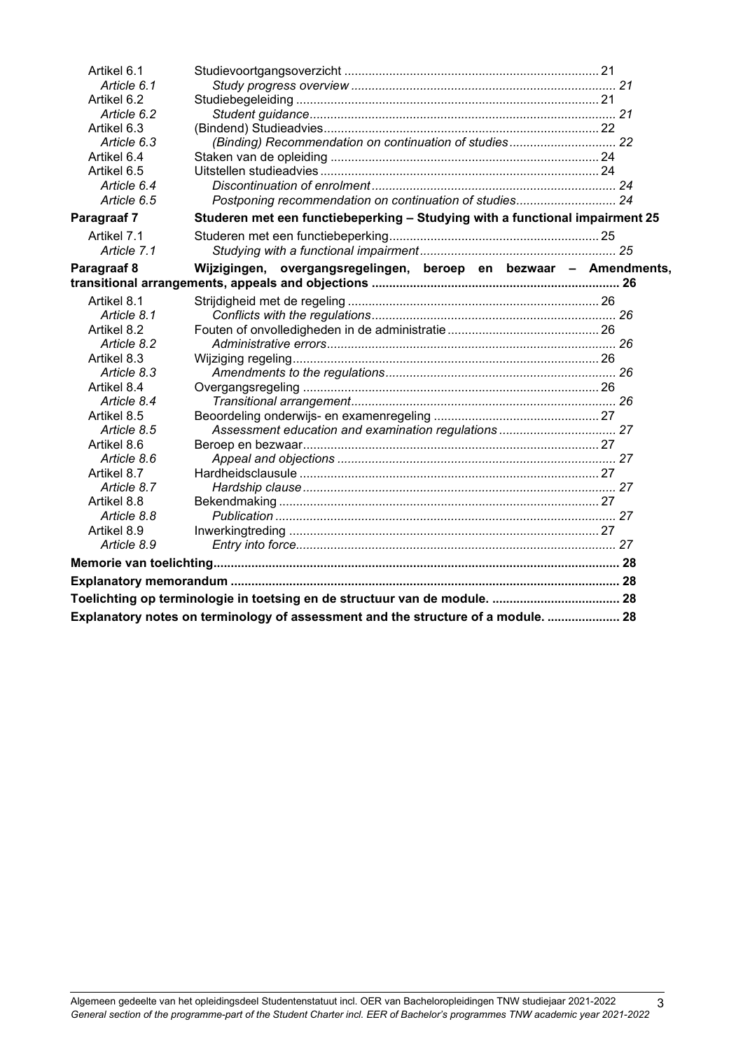| | | |
|---|---|---|
| Artikel 6.1 | Studievoortgangsoverzicht | 21 |
| *Article 6.1* | *Study progress overview* | *21* |
| Artikel 6.2 | Studiebegeleiding | 21 |
| *Article 6.2* | *Student guidance* | *21* |
| Artikel 6.3 | (Bindend) Studieadvies | 22 |
| *Article 6.3* | *(Binding) Recommendation on continuation of studies* | *22* |
| Artikel 6.4 | Staken van de opleiding | 24 |
| Artikel 6.5 | Uitstellen studieadvies | 24 |
| *Article 6.4* | *Discontinuation of enrolment* | *24* |
| *Article 6.5* | *Postponing recommendation on continuation of studies* | *24* |
| **Paragraaf 7** | **Studeren met een functiebeperking – Studying with a functional impairment** | **25** |
| Artikel 7.1 | Studeren met een functiebeperking | 25 |
| *Article 7.1* | *Studying with a functional impairment* | *25* |
| **Paragraaf 8** | **Wijzigingen, overgangsregelingen, beroep en bezwaar – Amendments, transitional arrangements, appeals and objections** | **26** |
| Artikel 8.1 | Strijdigheid met de regeling | 26 |
| *Article 8.1* | *Conflicts with the regulations* | *26* |
| Artikel 8.2 | Fouten of onvolledigheden in de administratie | 26 |
| *Article 8.2* | *Administrative errors* | *26* |
| Artikel 8.3 | Wijziging regeling | 26 |
| *Article 8.3* | *Amendments to the regulations* | *26* |
| Artikel 8.4 | Overgangsregeling | 26 |
| *Article 8.4* | *Transitional arrangement* | *26* |
| Artikel 8.5 | Beoordeling onderwijs- en examenregeling | 27 |
| *Article 8.5* | *Assessment education and examination regulations* | *27* |
| Artikel 8.6 | Beroep en bezwaar | 27 |
| *Article 8.6* | *Appeal and objections* | *27* |
| Artikel 8.7 | Hardheidsclausule | 27 |
| *Article 8.7* | *Hardship clause* | *27* |
| Artikel 8.8 | Bekendmaking | 27 |
| *Article 8.8* | *Publication* | *27* |
| Artikel 8.9 | Inwerkingtreding | 27 |
| *Article 8.9* | *Entry into force* | *27* |
| **Memorie van toelichting** | | **28** |
| **Explanatory memorandum** | | **28** |
| **Toelichting op terminologie in toetsing en de structuur van de module.** | | **28** |
| **Explanatory notes on terminology of assessment and the structure of a module.** | | **28** |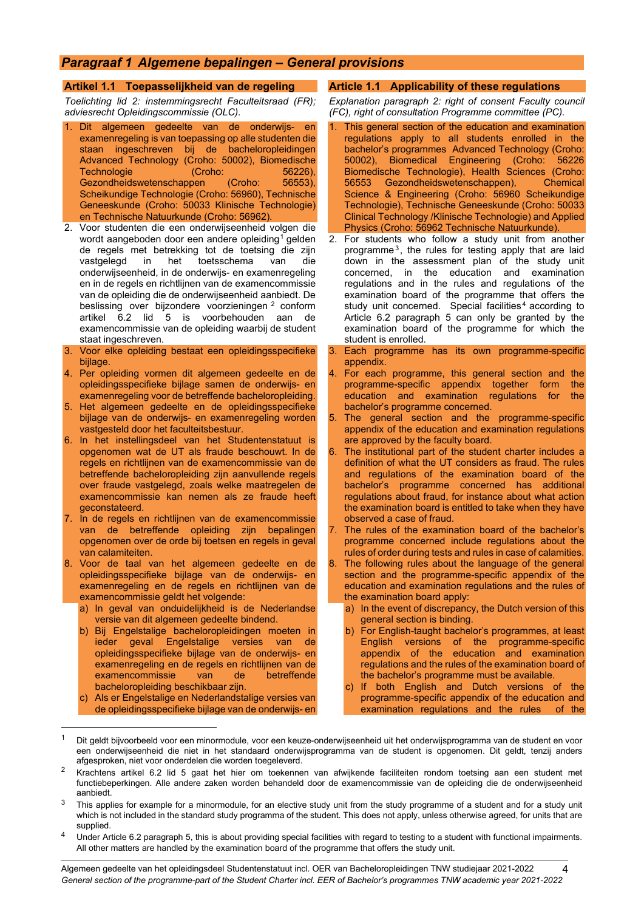## *Paragraaf 1 Algemene bepalingen – General provisions*

### Artikel 1.1 Toepasselijkheid van de regeling

*Toelichting lid 2: instemmingsrecht Faculteitsraad (FR); adviesrecht Opleidingscommissie (OLC).*

1. Dit algemeen gedeelte van de onderwijs- en examenregeling is van toepassing op alle studenten die staan ingeschreven bij de bacheloropleidingen Advanced Technology (Croho: 50002), Biomedische Technologie (Croho: 56226), Gezondheidswetenschappen (Croho: 56553), Scheikundige Technologie (Croho: 56960), Technische Geneeskunde (Croho: 50033 Klinische Technologie) en Technische Natuurkunde (Croho: 56962).
2. Voor studenten die een onderwijseenheid volgen die wordt aangeboden door een andere opleiding[1] gelden de regels met betrekking tot de toetsing die zijn vastgelegd in het toetsschema van die onderwijseenheid, in de onderwijs- en examenregeling en in de regels en richtlijnen van de examencommissie van de opleiding die de onderwijseenheid aanbiedt. De beslissing over bijzondere voorzieningen[2] conform artikel 6.2 lid 5 is voorbehouden aan de examencommissie van de opleiding waarbij de student staat ingeschreven.
3. Voor elke opleiding bestaat een opleidingsspecifieke bijlage.
4. Per opleiding vormen dit algemeen gedeelte en de opleidingsspecifieke bijlage samen de onderwijs- en examenregeling voor de betreffende bacheloropleiding.
5. Het algemeen gedeelte en de opleidingsspecifieke bijlage van de onderwijs- en examenregeling worden vastgesteld door het faculteitsbestuur.
6. In het instellingsdeel van het Studentenstatuut is opgenomen wat de UT als fraude beschouwt. In de regels en richtlijnen van de examencommissie van de betreffende bacheloropleiding zijn aanvullende regels over fraude vastgelegd, zoals welke maatregelen de examencommissie kan nemen als ze fraude heeft geconstateerd.
7. In de regels en richtlijnen van de examencommissie van de betreffende opleiding zijn bepalingen opgenomen over de orde bij toetsen en regels in geval van calamiteiten.
8. Voor de taal van het algemeen gedeelte en de opleidingsspecifieke bijlage van de onderwijs- en examenregeling en de regels en richtlijnen van de examencommissie geldt het volgende:
   a) In geval van onduidelijkheid is de Nederlandse versie van dit algemeen gedeelte bindend.
   b) Bij Engelstalige bacheloropleidingen moeten in ieder geval Engelstalige versies van de opleidingsspecifieke bijlage van de onderwijs- en examenregeling en de regels en richtlijnen van de examencommissie van de betreffende bacheloropleiding beschikbaar zijn.
   c) Als er Engelstalige en Nederlandstalige versies van de opleidingsspecifieke bijlage van de onderwijs- en

### Article 1.1 Applicability of these regulations

*Explanation paragraph 2: right of consent Faculty council (FC), right of consultation Programme committee (PC).*

1. This general section of the education and examination regulations apply to all students enrolled in the bachelor's programmes Advanced Technology (Croho: 50002), Biomedical Engineering (Croho: 56226 Biomedische Technologie), Health Sciences (Croho: 56553 Gezondheidswetenschappen), Chemical Science & Engineering (Croho: 56960 Scheikundige Technologie), Technische Geneeskunde (Croho: 50033 Clinical Technology /Klinische Technologie) and Applied Physics (Croho: 56962 Technische Natuurkunde).
2. For students who follow a study unit from another programme[3], the rules for testing apply that are laid down in the assessment plan of the study unit concerned, in the education and examination regulations and in the rules and regulations of the examination board of the programme that offers the study unit concerned. Special facilities[4] according to Article 6.2 paragraph 5 can only be granted by the examination board of the programme for which the student is enrolled.
3. Each programme has its own programme-specific appendix.
4. For each programme, this general section and the programme-specific appendix together form the education and examination regulations for the bachelor's programme concerned.
5. The general section and the programme-specific appendix of the education and examination regulations are approved by the faculty board.
6. The institutional part of the student charter includes a definition of what the UT considers as fraud. The rules and regulations of the examination board of the bachelor's programme concerned has additional regulations about fraud, for instance about what action the examination board is entitled to take when they have observed a case of fraud.
7. The rules of the examination board of the bachelor's programme concerned include regulations about the rules of order during tests and rules in case of calamities.
8. The following rules about the language of the general section and the programme-specific appendix of the education and examination regulations and the rules of the examination board apply:
   a) In the event of discrepancy, the Dutch version of this general section is binding.
   b) For English-taught bachelor's programmes, at least English versions of the programme-specific appendix of the education and examination regulations and the rules of the examination board of the bachelor's programme must be available.
   c) If both English and Dutch versions of the programme-specific appendix of the education and examination regulations and the rules of the

---

[1] Dit geldt bijvoorbeeld voor een minormodule, voor een keuze-onderwijseenheid uit het onderwijsprogramma van de student en voor een onderwijseenheid die niet in het standaard onderwijsprogramma van de student is opgenomen. Dit geldt, tenzij anders afgesproken, niet voor onderdelen die worden toegeleverd.

[2] Krachtens artikel 6.2 lid 5 gaat het hier om toekennen van afwijkende faciliteiten rondom toetsing aan een student met functiebeperkingen. Alle andere zaken worden behandeld door de examencommissie van de opleiding die de onderwijseenheid aanbiedt.

[3] This applies for example for a minormodule, for an elective study unit from the study programme of a student and for a study unit which is not included in the standard study programma of the student. This does not apply, unless otherwise agreed, for units that are supplied.

[4] Under Article 6.2 paragraph 5, this is about providing special facilities with regard to testing to a student with functional impairments. All other matters are handled by the examination board of the programme that offers the study unit.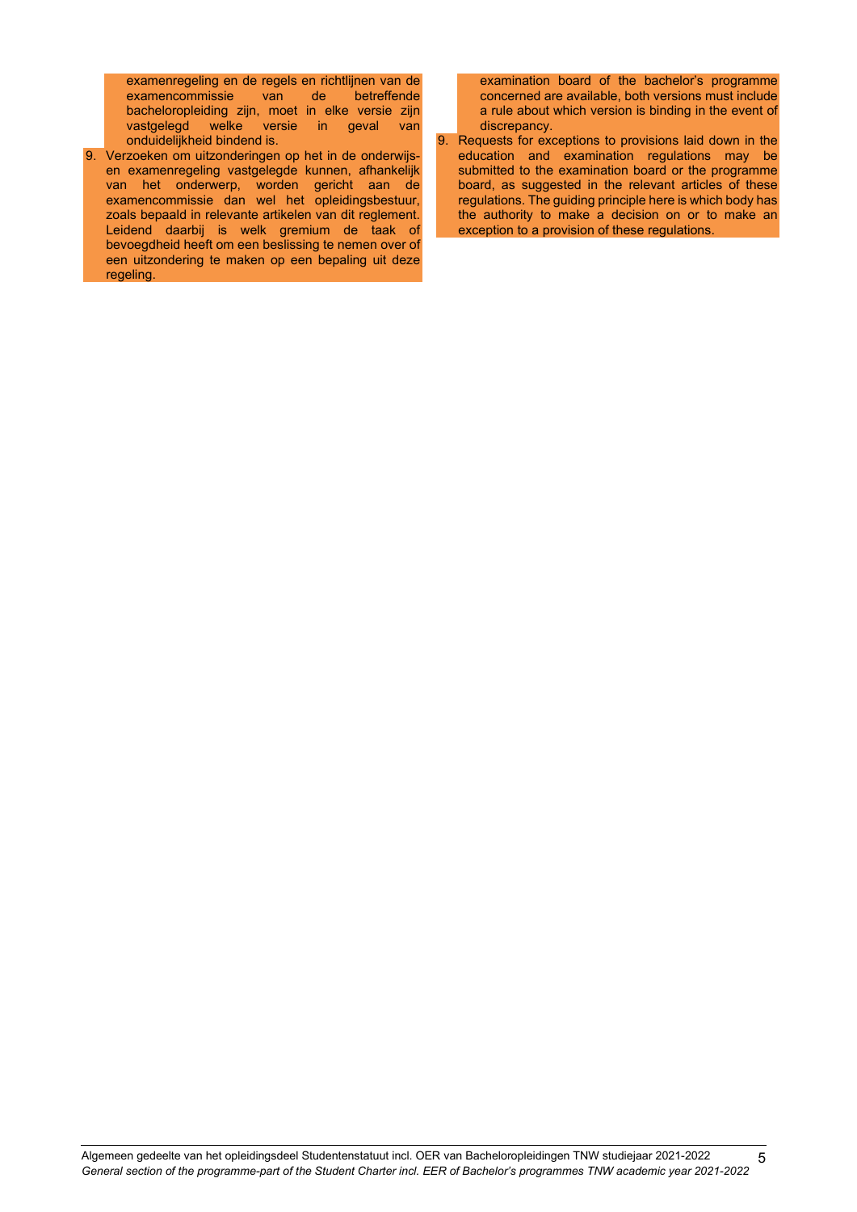examenregeling en de regels en richtlijnen van de examencommissie van de betreffende bacheloropleiding zijn, moet in elke versie zijn vastgelegd welke versie in geval van onduidelijkheid bindend is.

9. Verzoeken om uitzonderingen op het in de onderwijs- en examenregeling vastgelegde kunnen, afhankelijk van het onderwerp, worden gericht aan de examencommissie dan wel het opleidingsbestuur, zoals bepaald in relevante artikelen van dit reglement. Leidend daarbij is welk gremium de taak of bevoegdheid heeft om een beslissing te nemen over of een uitzondering te maken op een bepaling uit deze regeling.

examination board of the bachelor's programme concerned are available, both versions must include a rule about which version is binding in the event of discrepancy.

9. Requests for exceptions to provisions laid down in the education and examination regulations may be submitted to the examination board or the programme board, as suggested in the relevant articles of these regulations. The guiding principle here is which body has the authority to make a decision on or to make an exception to a provision of these regulations.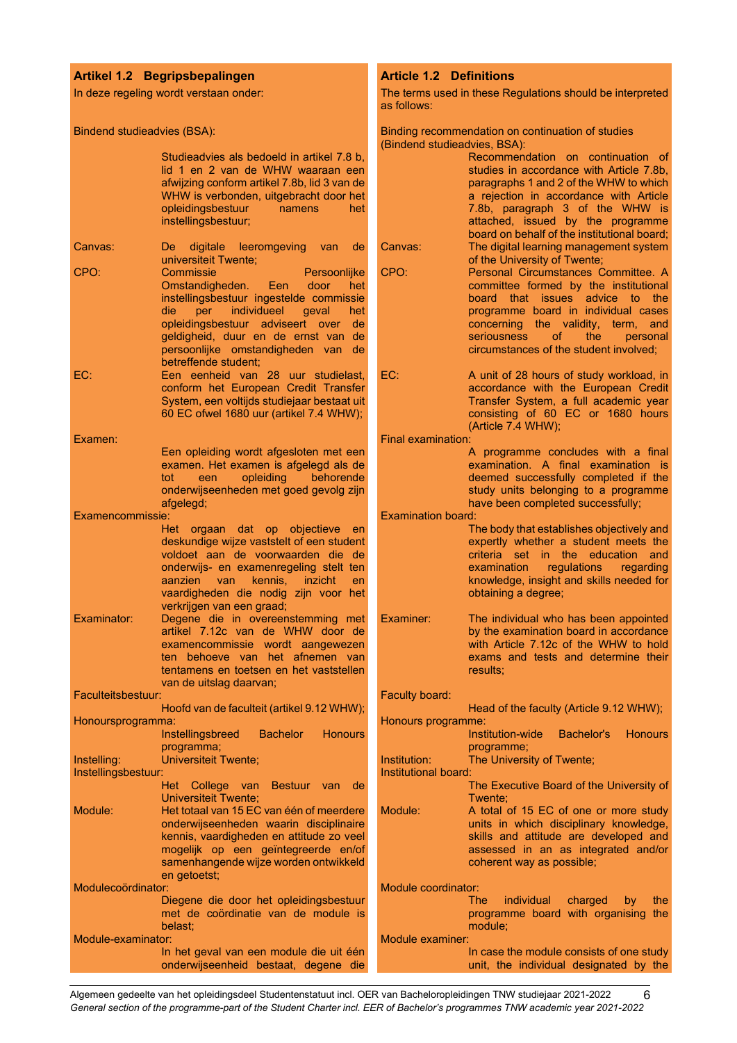## Artikel 1.2 Begripsbepalingen

In deze regeling wordt verstaan onder:

**Bindend studieadvies (BSA):** Studieadvies als bedoeld in artikel 7.8 b, lid 1 en 2 van de WHW waaraan een afwijzing conform artikel 7.8b, lid 3 van de WHW is verbonden, uitgebracht door het opleidingsbestuur namens het instellingsbestuur;

**Canvas:** De digitale leeromgeving van de universiteit Twente;

**CPO:** Commissie Persoonlijke Omstandigheden. Een door het instellingsbestuur ingestelde commissie die per individueel geval het opleidingsbestuur adviseert over de geldigheid, duur en de ernst van de persoonlijke omstandigheden van de betreffende student;

**EC:** Een eenheid van 28 uur studielast, conform het European Credit Transfer System, een voltijds studiejaar bestaat uit 60 EC ofwel 1680 uur (artikel 7.4 WHW);

**Examen:** Een opleiding wordt afgesloten met een examen. Het examen is afgelegd als de tot een opleiding behorende onderwijseenheden met goed gevolg zijn afgelegd;

**Examencommissie:** Het orgaan dat op objectieve en deskundige wijze vaststelt of een student voldoet aan de voorwaarden die de onderwijs- en examenregeling stelt ten aanzien van kennis, inzicht en vaardigheden die nodig zijn voor het verkrijgen van een graad;

**Examinator:** Degene die in overeenstemming met artikel 7.12c van de WHW door de examencommissie wordt aangewezen ten behoeve van het afnemen van tentamens en toetsen en het vaststellen van de uitslag daarvan;

**Faculteitsbestuur:** Hoofd van de faculteit (artikel 9.12 WHW);

**Honoursprogramma:** Instellingsbreed Bachelor Honours programma;

**Instelling:** Universiteit Twente;

**Instellingsbestuur:** Het College van Bestuur van de Universiteit Twente;

**Module:** Het totaal van 15 EC van één of meerdere onderwijseenheden waarin disciplinaire kennis, vaardigheden en attitude zo veel mogelijk op een geïntegreerde en/of samenhangende wijze worden ontwikkeld en getoetst;

**Modulecoördinator:** Diegene die door het opleidingsbestuur met de coördinatie van de module is belast;

**Module-examinator:** In het geval van een module die uit één onderwijseenheid bestaat, degene die

## Article 1.2 Definitions

The terms used in these Regulations should be interpreted as follows:

**Binding recommendation on continuation of studies (Bindend studieadvies, BSA):** Recommendation on continuation of studies in accordance with Article 7.8b, paragraphs 1 and 2 of the WHW to which a rejection in accordance with Article 7.8b, paragraph 3 of the WHW is attached, issued by the programme board on behalf of the institutional board;

**Canvas:** The digital learning management system of the University of Twente;

**CPO:** Personal Circumstances Committee. A committee formed by the institutional board that issues advice to the programme board in individual cases concerning the validity, term, and seriousness of the personal circumstances of the student involved;

**EC:** A unit of 28 hours of study workload, in accordance with the European Credit Transfer System, a full academic year consisting of 60 EC or 1680 hours (Article 7.4 WHW);

**Final examination:** A programme concludes with a final examination. A final examination is deemed successfully completed if the study units belonging to a programme have been completed successfully;

**Examination board:** The body that establishes objectively and expertly whether a student meets the criteria set in the education and examination regulations regarding knowledge, insight and skills needed for obtaining a degree;

**Examiner:** The individual who has been appointed by the examination board in accordance with Article 7.12c of the WHW to hold exams and tests and determine their results;

**Faculty board:** Head of the faculty (Article 9.12 WHW);

**Honours programme:** Institution-wide Bachelor's Honours programme;

**Institution:** The University of Twente;

**Institutional board:** The Executive Board of the University of Twente;

**Module:** A total of 15 EC of one or more study units in which disciplinary knowledge, skills and attitude are developed and assessed in an as integrated and/or coherent way as possible;

**Module coordinator:** The individual charged by the programme board with organising the module;

**Module examiner:** In case the module consists of one study unit, the individual designated by the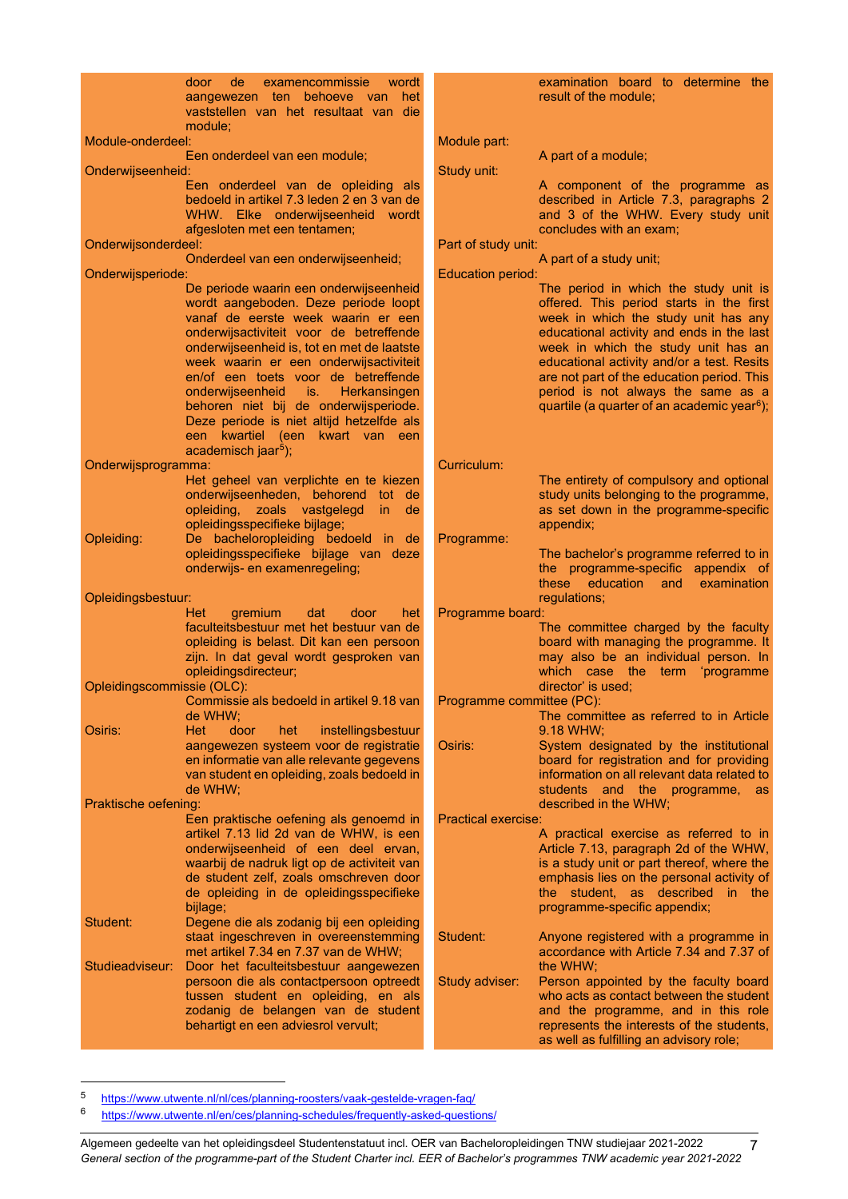door de examencommissie wordt aangewezen ten behoeve van het vaststellen van het resultaat van die module;

**Module-onderdeel:**
Een onderdeel van een module;

**Onderwijseenheid:**
Een onderdeel van de opleiding als bedoeld in artikel 7.3 leden 2 en 3 van de WHW. Elke onderwijseenheid wordt afgesloten met een tentamen;

**Onderwijsonderdeel:**
Onderdeel van een onderwijseenheid;

**Onderwijsperiode:**
De periode waarin een onderwijseenheid wordt aangeboden. Deze periode loopt vanaf de eerste week waarin er een onderwijsactiviteit voor de betreffende onderwijseenheid is, tot en met de laatste week waarin er een onderwijsactiviteit en/of een toets voor de betreffende onderwijseenheid is. Herkansingen behoren niet bij de onderwijsperiode. Deze periode is niet altijd hetzelfde als een kwartiel (een kwart van een academisch jaar[5]);

**Onderwijsprogramma:**
Het geheel van verplichte en te kiezen onderwijseenheden, behorend tot de opleiding, zoals vastgelegd in de opleidingsspecifieke bijlage;

**Opleiding:**
De bacheloropleiding bedoeld in de opleidingsspecifieke bijlage van deze onderwijs- en examenregeling;

**Opleidingsbestuur:**
Het gremium dat door het faculteitsbestuur met het bestuur van de opleiding is belast. Dit kan een persoon zijn. In dat geval wordt gesproken van opleidingsdirecteur;

**Opleidingscommissie (OLC):**
Commissie als bedoeld in artikel 9.18 van de WHW;

**Osiris:**
Het door het instellingsbestuur aangewezen systeem voor de registratie en informatie van alle relevante gegevens van student en opleiding, zoals bedoeld in de WHW;

**Praktische oefening:**
Een praktische oefening als genoemd in artikel 7.13 lid 2d van de WHW, is een onderwijseenheid of een deel ervan, waarbij de nadruk ligt op de activiteit van de student zelf, zoals omschreven door de opleiding in de opleidingsspecifieke bijlage;

**Student:**
Degene die als zodanig bij een opleiding staat ingeschreven in overeenstemming met artikel 7.34 en 7.37 van de WHW;

**Studieadviseur:**
Door het faculteitsbestuur aangewezen persoon die als contactpersoon optreedt tussen student en opleiding, en als zodanig de belangen van de student behartigt en een adviesrol vervult;

---

examination board to determine the result of the module;

**Module part:**
A part of a module;

**Study unit:**
A component of the programme as described in Article 7.3, paragraphs 2 and 3 of the WHW. Every study unit concludes with an exam;

**Part of study unit:**
A part of a study unit;

**Education period:**
The period in which the study unit is offered. This period starts in the first week in which the study unit has any educational activity and ends in the last week in which the study unit has an educational activity and/or a test. Resits are not part of the education period. This period is not always the same as a quartile (a quarter of an academic year[6]);

**Curriculum:**
The entirety of compulsory and optional study units belonging to the programme, as set down in the programme-specific appendix;

**Programme:**
The bachelor's programme referred to in the programme-specific appendix of these education and examination regulations;

**Programme board:**
The committee charged by the faculty board with managing the programme. It may also be an individual person. In which case the term 'programme director' is used;

**Programme committee (PC):**
The committee as referred to in Article 9.18 WHW;

**Osiris:**
System designated by the institutional board for registration and for providing information on all relevant data related to students and the programme, as described in the WHW;

**Practical exercise:**
A practical exercise as referred to in Article 7.13, paragraph 2d of the WHW, is a study unit or part thereof, where the emphasis lies on the personal activity of the student, as described in the programme-specific appendix;

**Student:**
Anyone registered with a programme in accordance with Article 7.34 and 7.37 of the WHW;

**Study adviser:**
Person appointed by the faculty board who acts as contact between the student and the programme, and in this role represents the interests of the students, as well as fulfilling an advisory role;

---

[5] https://www.utwente.nl/nl/ces/planning-roosters/vaak-gestelde-vragen-faq/

[6] https://www.utwente.nl/en/ces/planning-schedules/frequently-asked-questions/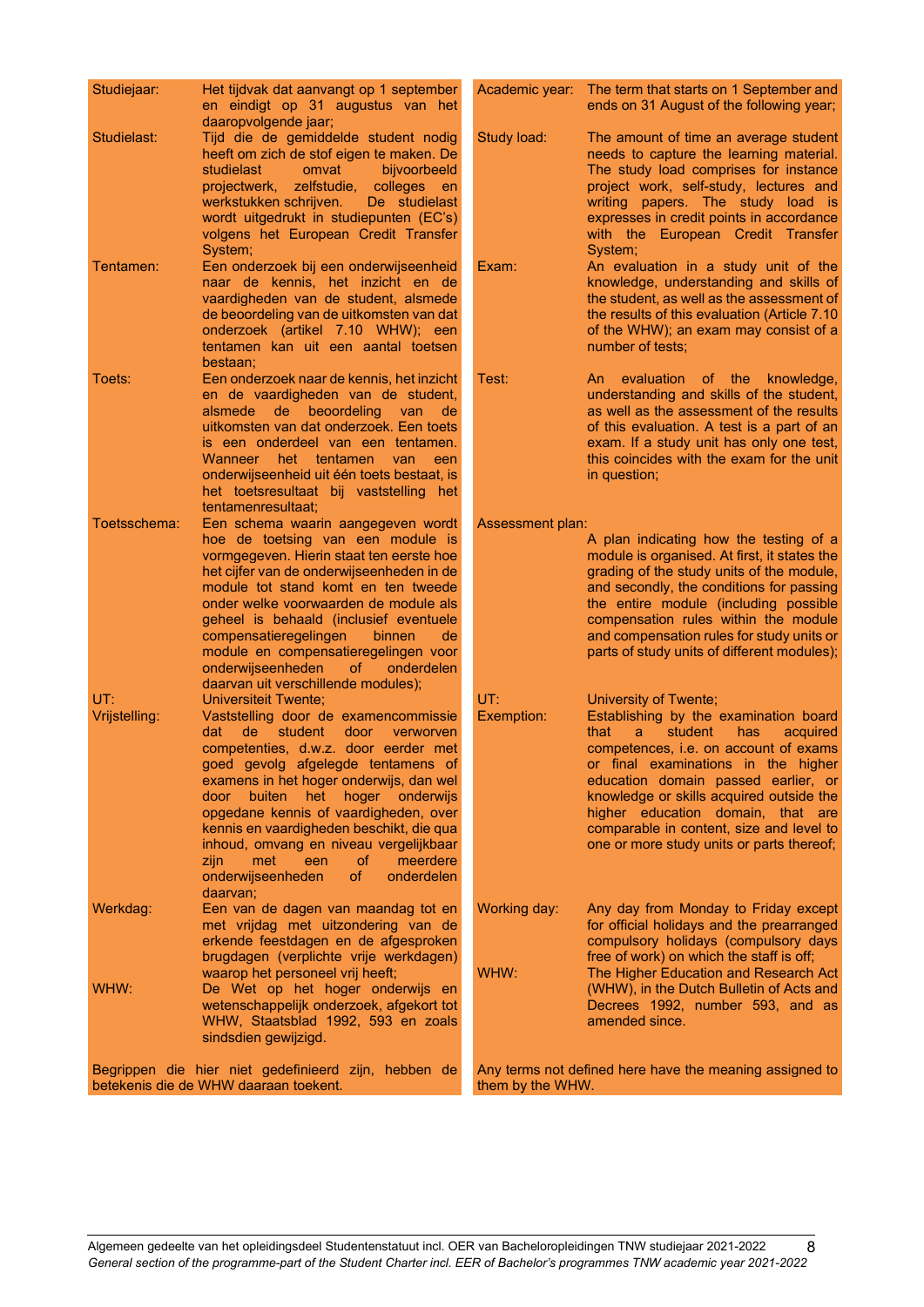| | | | |
|---|---|---|---|
| Studiejaar: | Het tijdvak dat aanvangt op 1 september en eindigt op 31 augustus van het daaropvolgende jaar; | Academic year: | The term that starts on 1 September and ends on 31 August of the following year; |
| Studielast: | Tijd die de gemiddelde student nodig heeft om zich de stof eigen te maken. De studielast omvat bijvoorbeeld projectwerk, zelfstudie, colleges en werkstukken schrijven. De studielast wordt uitgedrukt in studiepunten (EC's) volgens het European Credit Transfer System; | Study load: | The amount of time an average student needs to capture the learning material. The study load comprises for instance project work, self-study, lectures and writing papers. The study load is expresses in credit points in accordance with the European Credit Transfer System; |
| Tentamen: | Een onderzoek bij een onderwijseenheid naar de kennis, het inzicht en de vaardigheden van de student, alsmede de beoordeling van de uitkomsten van dat onderzoek (artikel 7.10 WHW); een tentamen kan uit een aantal toetsen bestaan; | Exam: | An evaluation in a study unit of the knowledge, understanding and skills of the student, as well as the assessment of the results of this evaluation (Article 7.10 of the WHW); an exam may consist of a number of tests; |
| Toets: | Een onderzoek naar de kennis, het inzicht en de vaardigheden van de student, alsmede de beoordeling van de uitkomsten van dat onderzoek. Een toets is een onderdeel van een tentamen. Wanneer het tentamen van een onderwijseenheid uit één toets bestaat, is het toetsresultaat bij vaststelling het tentamenresultaat; | Test: | An evaluation of the knowledge, understanding and skills of the student, as well as the assessment of the results of this evaluation. A test is a part of an exam. If a study unit has only one test, this coincides with the exam for the unit in question; |
| Toetsschema: | Een schema waarin aangegeven wordt hoe de toetsing van een module is vormgegeven. Hierin staat ten eerste hoe het cijfer van de onderwijseenheden in de module tot stand komt en ten tweede onder welke voorwaarden de module als geheel is behaald (inclusief eventuele compensatieregelingen binnen de module en compensatieregelingen voor onderwijseenheden of onderdelen daarvan uit verschillende modules); | Assessment plan: | A plan indicating how the testing of a module is organised. At first, it states the grading of the study units of the module, and secondly, the conditions for passing the entire module (including possible compensation rules within the module and compensation rules for study units or parts of study units of different modules); |
| UT: | Universiteit Twente; | UT: | University of Twente; |
| Vrijstelling: | Vaststelling door de examencommissie dat de student door verworven competenties, d.w.z. door eerder met goed gevolg afgelegde tentamens of examens in het hoger onderwijs, dan wel door buiten het hoger onderwijs opgedane kennis of vaardigheden, over kennis en vaardigheden beschikt, die qua inhoud, omvang en niveau vergelijkbaar zijn met een of meerdere onderwijseenheden of onderdelen daarvan; | Exemption: | Establishing by the examination board that a student has acquired competences, i.e. on account of exams or final examinations in the higher education domain passed earlier, or knowledge or skills acquired outside the higher education domain, that are comparable in content, size and level to one or more study units or parts thereof; |
| Werkdag: | Een van de dagen van maandag tot en met vrijdag met uitzondering van de erkende feestdagen en de afgesproken brugdagen (verplichte vrije werkdagen) waarop het personeel vrij heeft; | Working day: | Any day from Monday to Friday except for official holidays and the prearranged compulsory holidays (compulsory days free of work) on which the staff is off; |
| WHW: | De Wet op het hoger onderwijs en wetenschappelijk onderzoek, afgekort tot WHW, Staatsblad 1992, 593 en zoals sindsdien gewijzigd. | WHW: | The Higher Education and Research Act (WHW), in the Dutch Bulletin of Acts and Decrees 1992, number 593, and as amended since. |

Begrippen die hier niet gedefinieerd zijn, hebben de betekenis die de WHW daaraan toekent.

Any terms not defined here have the meaning assigned to them by the WHW.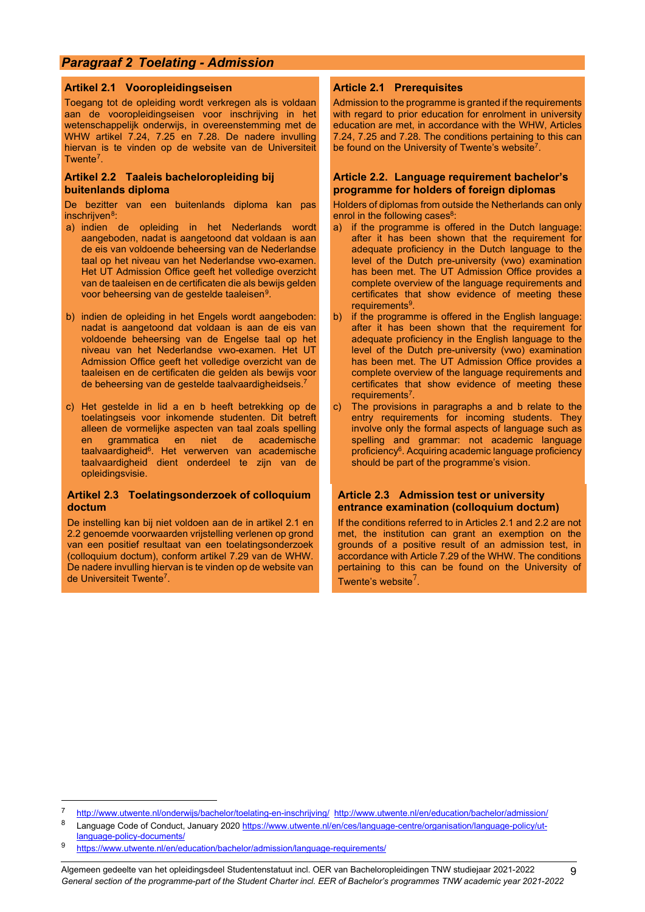## *Paragraaf 2 Toelating - Admission*

### Artikel 2.1 Vooropleidingseisen

Toegang tot de opleiding wordt verkregen als is voldaan aan de vooropleidingseisen voor inschrijving in het wetenschappelijk onderwijs, in overeenstemming met de WHW artikel 7.24, 7.25 en 7.28. De nadere invulling hiervan is te vinden op de website van de Universiteit Twente[7].

### Artikel 2.2 Taaleis bacheloropleiding bij buitenlands diploma

De bezitter van een buitenlands diploma kan pas inschrijven[8]:

a) indien de opleiding in het Nederlands wordt aangeboden, nadat is aangetoond dat voldaan is aan de eis van voldoende beheersing van de Nederlandse taal op het niveau van het Nederlandse vwo-examen. Het UT Admission Office geeft het volledige overzicht van de taaleisen en de certificaten die als bewijs gelden voor beheersing van de gestelde taaleisen[9].

b) indien de opleiding in het Engels wordt aangeboden: nadat is aangetoond dat voldaan is aan de eis van voldoende beheersing van de Engelse taal op het niveau van het Nederlandse vwo-examen. Het UT Admission Office geeft het volledige overzicht van de taaleisen en de certificaten die gelden als bewijs voor de beheersing van de gestelde taalvaardigheidseis.[7]

c) Het gestelde in lid a en b heeft betrekking op de toelatingseis voor inkomende studenten. Dit betreft alleen de vormelijke aspecten van taal zoals spelling en grammatica en niet de academische taalvaardigheid[6]. Het verwerven van academische taalvaardigheid dient onderdeel te zijn van de opleidingsvisie.

### Artikel 2.3 Toelatingsonderzoek of colloquium doctum

De instelling kan bij niet voldoen aan de in artikel 2.1 en 2.2 genoemde vooropleidingseisen vrijstelling verlenen op grond van een positief resultaat van een toelatingsonderzoek (colloquium doctum), conform artikel 7.29 van de WHW. De nadere invulling hiervan is te vinden op de website van de Universiteit Twente[7].

### Article 2.1 Prerequisites

Admission to the programme is granted if the requirements with regard to prior education for enrolment in university education are met, in accordance with the WHW, Articles 7.24, 7.25 and 7.28. The conditions pertaining to this can be found on the University of Twente's website[7].

### Article 2.2. Language requirement bachelor's programme for holders of foreign diplomas

Holders of diplomas from outside the Netherlands can only enrol in the following cases[8]:

a) if the programme is offered in the Dutch language: after it has been shown that the requirement for adequate proficiency in the Dutch language to the level of the Dutch pre-university (vwo) examination has been met. The UT Admission Office provides a complete overview of the language requirements and certificates that show evidence of meeting these requirements[9].

b) if the programme is offered in the English language: after it has been shown that the requirement for adequate proficiency in the English language to the level of the Dutch pre-university (vwo) examination has been met. The UT Admission Office provides a complete overview of the language requirements and certificates that show evidence of meeting these requirements[7].

c) The provisions in paragraphs a and b relate to the entry requirements for incoming students. They involve only the formal aspects of language such as spelling and grammar: not academic language proficiency[6]. Acquiring academic language proficiency should be part of the programme's vision.

### Article 2.3 Admission test or university entrance examination (colloquium doctum)

If the conditions referred to in Articles 2.1 and 2.2 are not met, the institution can grant an exemption on the grounds of a positive result of an admission test, in accordance with Article 7.29 of the WHW. The conditions pertaining to this can be found on the University of Twente's website[7].

---

[7] http://www.utwente.nl/onderwijs/bachelor/toelating-en-inschrijving/ http://www.utwente.nl/en/education/bachelor/admission/

[8] Language Code of Conduct, January 2020 https://www.utwente.nl/en/ces/language-centre/organisation/language-policy/ut-language-policy-documents/

[9] https://www.utwente.nl/en/education/bachelor/admission/language-requirements/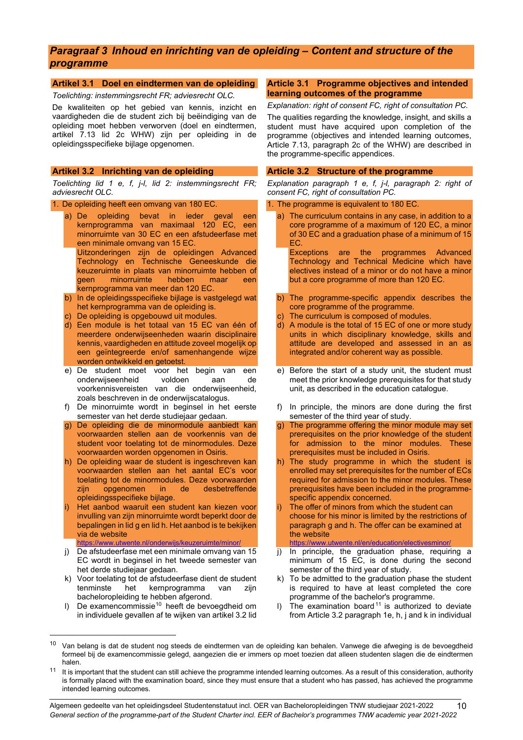# *Paragraaf 3 Inhoud en inrichting van de opleiding – Content and structure of the programme*

## Artikel 3.1 Doel en eindtermen van de opleiding

*Toelichting: instemmingsrecht FR; adviesrecht OLC.*

De kwaliteiten op het gebied van kennis, inzicht en vaardigheden die de student zich bij beëindiging van de opleiding moet hebben verworven (doel en eindtermen, artikel 7.13 lid 2c WHW) zijn per opleiding in de opleidingsspecifieke bijlage opgenomen.

## Artikel 3.2 Inrichting van de opleiding

*Toelichting lid 1 e, f, j-l, lid 2: instemmingsrecht FR; adviesrecht OLC.*

1. De opleiding heeft een omvang van 180 EC.
   a) De opleiding bevat in ieder geval een kernprogramma van maximaal 120 EC, een minorruimte van 30 EC en een afstudeerfase met een minimale omvang van 15 EC.
   Uitzonderingen zijn de opleidingen Advanced Technology en Technische Geneeskunde die keuzeruimte in plaats van minorruimte hebben of geen minorruimte hebben maar een kernprogramma van meer dan 120 EC.
   b) In de opleidingsspecifieke bijlage is vastgelegd wat het kernprogramma van de opleiding is.
   c) De opleiding is opgebouwd uit modules.
   d) Een module is het totaal van 15 EC van één of meerdere onderwijseenheden waarin disciplinaire kennis, vaardigheden en attitude zoveel mogelijk op een geïntegreerde en/of samenhangende wijze worden ontwikkeld en getoetst.
   e) De student moet voor het begin van een onderwijseenheid voldoen aan de voorkennisvereisten van die onderwijseenheid, zoals beschreven in de onderwijscatalogus.
   f) De minorruimte wordt in beginsel in het eerste semester van het derde studiejaar gedaan.
   g) De opleiding die de minormodule aanbiedt kan voorwaarden stellen aan de voorkennis van de student voor toelating tot de minormodules. Deze voorwaarden worden opgenomen in Osiris.
   h) De opleiding waar de student is ingeschreven kan voorwaarden stellen aan het aantal EC's voor toelating tot de minormodules. Deze voorwaarden zijn opgenomen in de desbetreffende opleidingsspecifieke bijlage.
   i) Het aanbod waaruit een student kan kiezen voor invulling van zijn minorruimte wordt beperkt door de bepalingen in lid g en lid h. Het aanbod is te bekijken via de website https://www.utwente.nl/onderwijs/keuzeruimte/minor/
   j) De afstudeerfase met een minimale omvang van 15 EC wordt in beginsel in het tweede semester van het derde studiejaar gedaan.
   k) Voor toelating tot de afstudeerfase dient de student tenminste het kernprogramma van zijn bacheloropleiding te hebben afgerond.
   l) De examencommissie[10] heeft de bevoegdheid om in individuele gevallen af te wijken van artikel 3.2 lid

## Article 3.1 Programme objectives and intended learning outcomes of the programme

*Explanation: right of consent FC, right of consultation PC.*

The qualities regarding the knowledge, insight, and skills a student must have acquired upon completion of the programme (objectives and intended learning outcomes, Article 7.13, paragraph 2c of the WHW) are described in the programme-specific appendices.

## Article 3.2 Structure of the programme

*Explanation paragraph 1 e, f, j-l, paragraph 2: right of consent FC, right of consultation PC.*

1. The programme is equivalent to 180 EC.
   a) The curriculum contains in any case, in addition to a core programme of a maximum of 120 EC, a minor of 30 EC and a graduation phase of a minimum of 15 EC.
   Exceptions are the programmes Advanced Technology and Technical Medicine which have electives instead of a minor or do not have a minor but a core programme of more than 120 EC.
   b) The programme-specific appendix describes the core programme of the programme.
   c) The curriculum is composed of modules.
   d) A module is the total of 15 EC of one or more study units in which disciplinary knowledge, skills and attitude are developed and assessed in an as integrated and/or coherent way as possible.
   e) Before the start of a study unit, the student must meet the prior knowledge prerequisites for that study unit, as described in the education catalogue.
   f) In principle, the minors are done during the first semester of the third year of study.
   g) The programme offering the minor module may set prerequisites on the prior knowledge of the student for admission to the minor modules. These prerequisites must be included in Osiris.
   h) The study programme in which the student is enrolled may set prerequisites for the number of ECs required for admission to the minor modules. These prerequisites have been included in the programme-specific appendix concerned.
   i) The offer of minors from which the student can choose for his minor is limited by the restrictions of paragraph g and h. The offer can be examined at the website https://www.utwente.nl/en/education/electivesminor/
   j) In principle, the graduation phase, requiring a minimum of 15 EC, is done during the second semester of the third year of study.
   k) To be admitted to the graduation phase the student is required to have at least completed the core programme of the bachelor's programme.
   l) The examination board[11] is authorized to deviate from Article 3.2 paragraph 1e, h, j and k in individual

---

[10] Van belang is dat de student nog steeds de eindtermen van de opleiding kan behalen. Vanwege die afweging is de bevoegdheid formeel bij de examencommissie gelegd, aangezien die er immers op moet toezien dat alleen studenten slagen die de eindtermen halen.

[11] It is important that the student can still achieve the programme intended learning outcomes. As a result of this consideration, authority is formally placed with the examination board, since they must ensure that a student who has passed, has achieved the programme intended learning outcomes.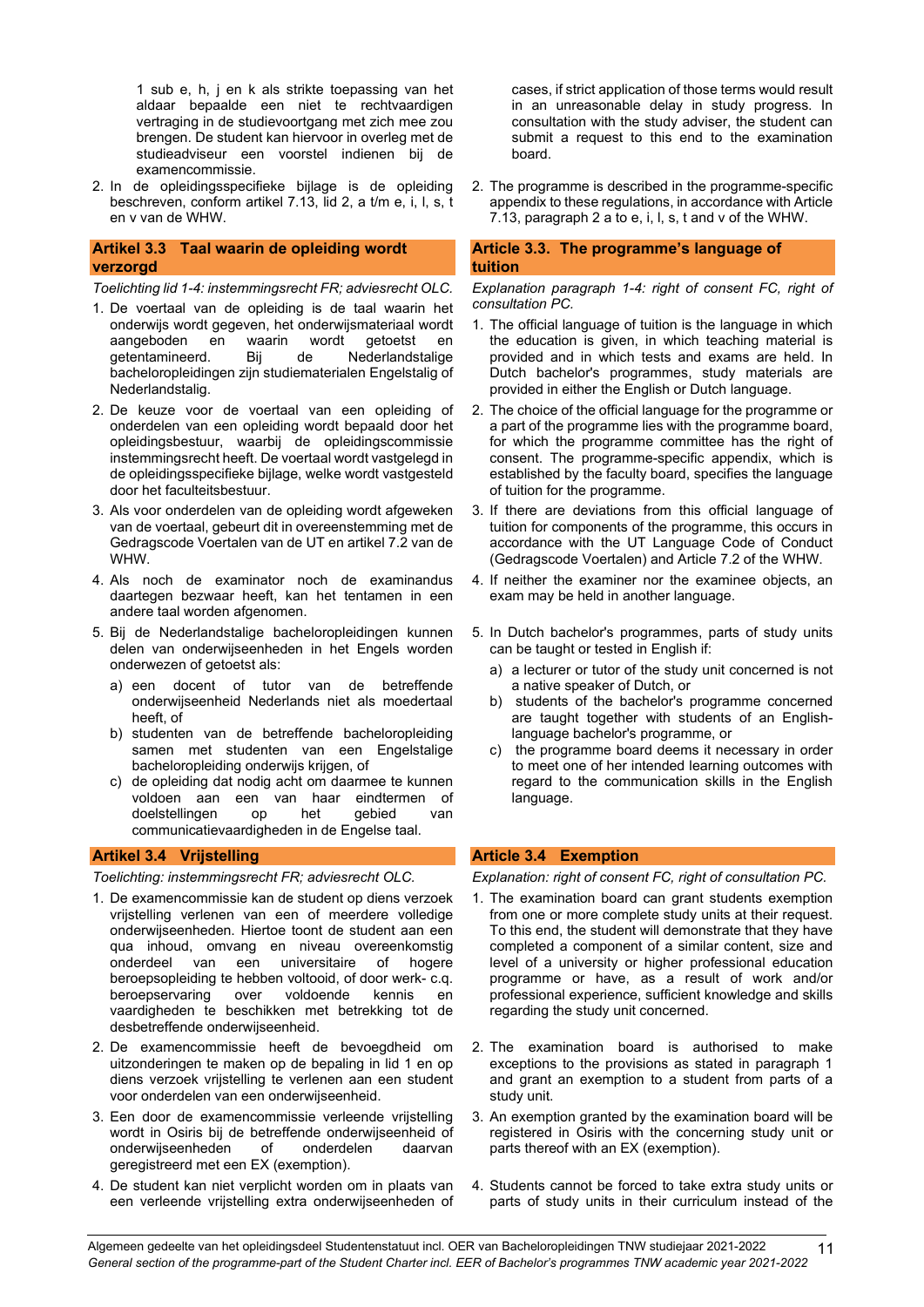1 sub e, h, j en k als strikte toepassing van het aldaar bepaalde een niet te rechtvaardigen vertraging in de studievoortgang met zich mee zou brengen. De student kan hiervoor in overleg met de studieadviseur een voorstel indienen bij de examencommissie.

2. In de opleidingsspecifieke bijlage is de opleiding beschreven, conform artikel 7.13, lid 2, a t/m e, i, l, s, t en v van de WHW.

### Artikel 3.3 Taal waarin de opleiding wordt verzorgd

*Toelichting lid 1-4: instemmingsrecht FR; adviesrecht OLC.*

1. De voertaal van de opleiding is de taal waarin het onderwijs wordt gegeven, het onderwijsmateriaal wordt aangeboden en waarin wordt getoetst en getentamineerd. Bij de Nederlandstalige bacheloropleidingen zijn studiematerialen Engelstalig of Nederlandstalig.
2. De keuze voor de voertaal van een opleiding of onderdelen van een opleiding wordt bepaald door het opleidingsbestuur, waarbij de opleidingscommissie instemmingsrecht heeft. De voertaal wordt vastgelegd in de opleidingsspecifieke bijlage, welke wordt vastgesteld door het faculteitsbestuur.
3. Als voor onderdelen van de opleiding wordt afgeweken van de voertaal, gebeurt dit in overeenstemming met de Gedragscode Voertalen van de UT en artikel 7.2 van de WHW.
4. Als noch de examinator noch de examinandus daartegen bezwaar heeft, kan het tentamen in een andere taal worden afgenomen.
5. Bij de Nederlandstalige bacheloropleidingen kunnen delen van onderwijseenheden in het Engels worden onderwezen of getoetst als:
   a) een docent of tutor van de betreffende onderwijseenheid Nederlands niet als moedertaal heeft, of
   b) studenten van de betreffende bacheloropleiding samen met studenten van een Engelstalige bacheloropleiding onderwijs krijgen, of
   c) de opleiding dat nodig acht om daarmee te kunnen voldoen aan een van haar eindtermen of doelstellingen op het gebied van communicatievaardigheden in de Engelse taal.

### Artikel 3.4 Vrijstelling

*Toelichting: instemmingsrecht FR; adviesrecht OLC.*

1. De examencommissie kan de student op diens verzoek vrijstelling verlenen van een of meerdere volledige onderwijseenheden. Hiertoe toont de student aan een qua inhoud, omvang en niveau overeenkomstig onderdeel van een universitaire of hogere beroepsopleiding te hebben voltooid, of door werk- c.q. beroepservaring over voldoende kennis en vaardigheden te beschikken met betrekking tot de desbetreffende onderwijseenheid.
2. De examencommissie heeft de bevoegdheid om uitzonderingen te maken op de bepaling in lid 1 en op diens verzoek vrijstelling te verlenen aan een student voor onderdelen van een onderwijseenheid.
3. Een door de examencommissie verleende vrijstelling wordt in Osiris bij de betreffende onderwijseenheid of onderwijseenheden of onderdelen daarvan geregistreerd met een EX (exemption).
4. De student kan niet verplicht worden om in plaats van een verleende vrijstelling extra onderwijseenheden of

---

cases, if strict application of those terms would result in an unreasonable delay in study progress. In consultation with the study adviser, the student can submit a request to this end to the examination board.

2. The programme is described in the programme-specific appendix to these regulations, in accordance with Article 7.13, paragraph 2 a to e, i, l, s, t and v of the WHW.

### Article 3.3. The programme's language of tuition

*Explanation paragraph 1-4: right of consent FC, right of consultation PC.*

1. The official language of tuition is the language in which the education is given, in which teaching material is provided and in which tests and exams are held. In Dutch bachelor's programmes, study materials are provided in either the English or Dutch language.
2. The choice of the official language for the programme or a part of the programme lies with the programme board, for which the programme committee has the right of consent. The programme-specific appendix, which is established by the faculty board, specifies the language of tuition for the programme.
3. If there are deviations from this official language of tuition for components of the programme, this occurs in accordance with the UT Language Code of Conduct (Gedragscode Voertalen) and Article 7.2 of the WHW.
4. If neither the examiner nor the examinee objects, an exam may be held in another language.
5. In Dutch bachelor's programmes, parts of study units can be taught or tested in English if:
   a) a lecturer or tutor of the study unit concerned is not a native speaker of Dutch, or
   b) students of the bachelor's programme concerned are taught together with students of an English-language bachelor's programme, or
   c) the programme board deems it necessary in order to meet one of her intended learning outcomes with regard to the communication skills in the English language.

### Article 3.4 Exemption

*Explanation: right of consent FC, right of consultation PC.*

1. The examination board can grant students exemption from one or more complete study units at their request. To this end, the student will demonstrate that they have completed a component of a similar content, size and level of a university or higher professional education programme or have, as a result of work and/or professional experience, sufficient knowledge and skills regarding the study unit concerned.
2. The examination board is authorised to make exceptions to the provisions as stated in paragraph 1 and grant an exemption to a student from parts of a study unit.
3. An exemption granted by the examination board will be registered in Osiris with the concerning study unit or parts thereof with an EX (exemption).
4. Students cannot be forced to take extra study units or parts of study units in their curriculum instead of the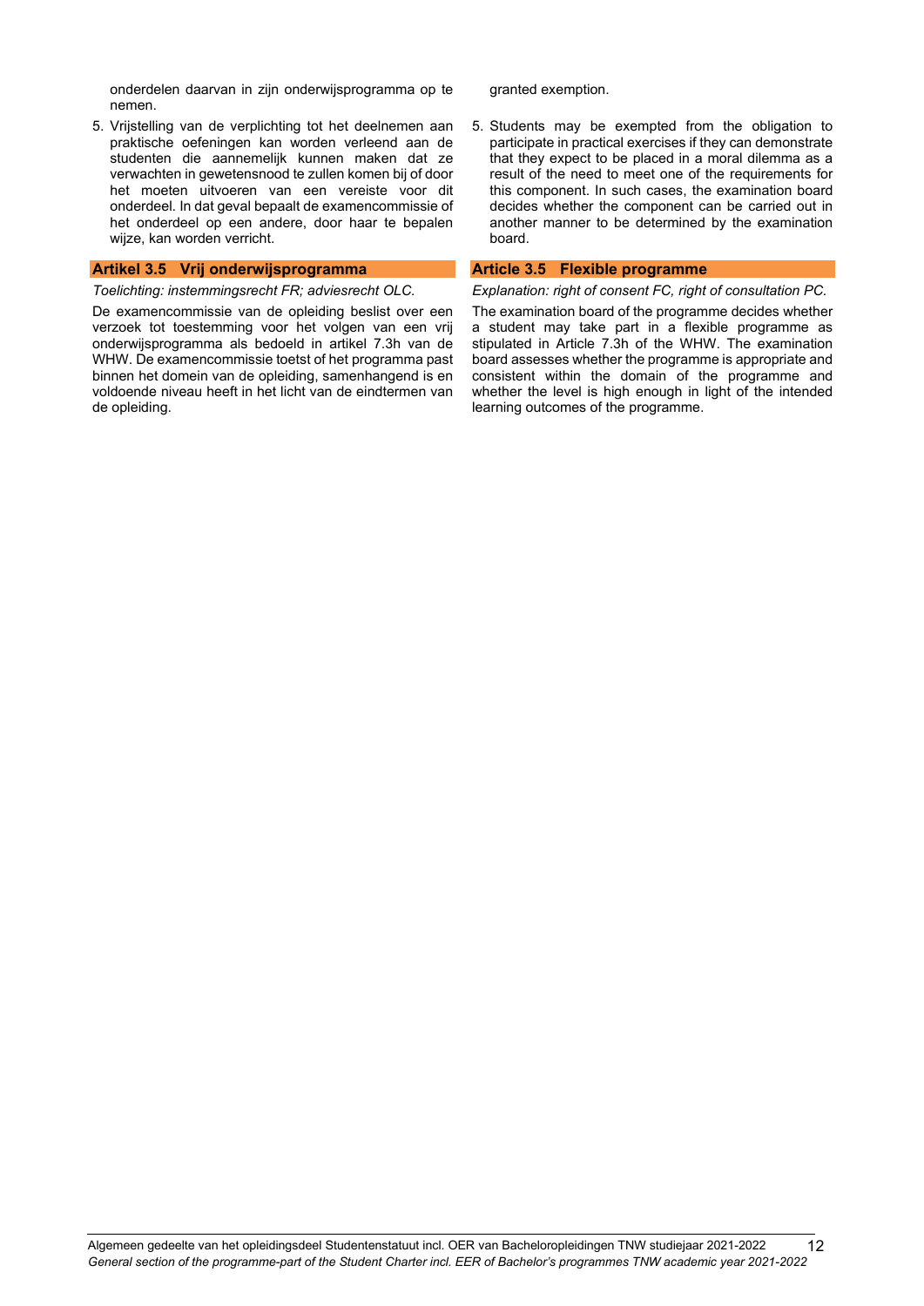onderdelen daarvan in zijn onderwijsprogramma op te nemen.

5. Vrijstelling van de verplichting tot het deelnemen aan praktische oefeningen kan worden verleend aan de studenten die aannemelijk kunnen maken dat ze verwachten in gewetensnood te zullen komen bij of door het moeten uitvoeren van een vereiste voor dit onderdeel. In dat geval bepaalt de examencommissie of het onderdeel op een andere, door haar te bepalen wijze, kan worden verricht.

## Artikel 3.5 Vrij onderwijsprogramma

*Toelichting: instemmingsrecht FR; adviesrecht OLC.*

De examencommissie van de opleiding beslist over een verzoek tot toestemming voor het volgen van een vrij onderwijsprogramma als bedoeld in artikel 7.3h van de WHW. De examencommissie toetst of het programma past binnen het domein van de opleiding, samenhangend is en voldoende niveau heeft in het licht van de eindtermen van de opleiding.

granted exemption.

5. Students may be exempted from the obligation to participate in practical exercises if they can demonstrate that they expect to be placed in a moral dilemma as a result of the need to meet one of the requirements for this component. In such cases, the examination board decides whether the component can be carried out in another manner to be determined by the examination board.

## Article 3.5 Flexible programme

*Explanation: right of consent FC, right of consultation PC.*

The examination board of the programme decides whether a student may take part in a flexible programme as stipulated in Article 7.3h of the WHW. The examination board assesses whether the programme is appropriate and consistent within the domain of the programme and whether the level is high enough in light of the intended learning outcomes of the programme.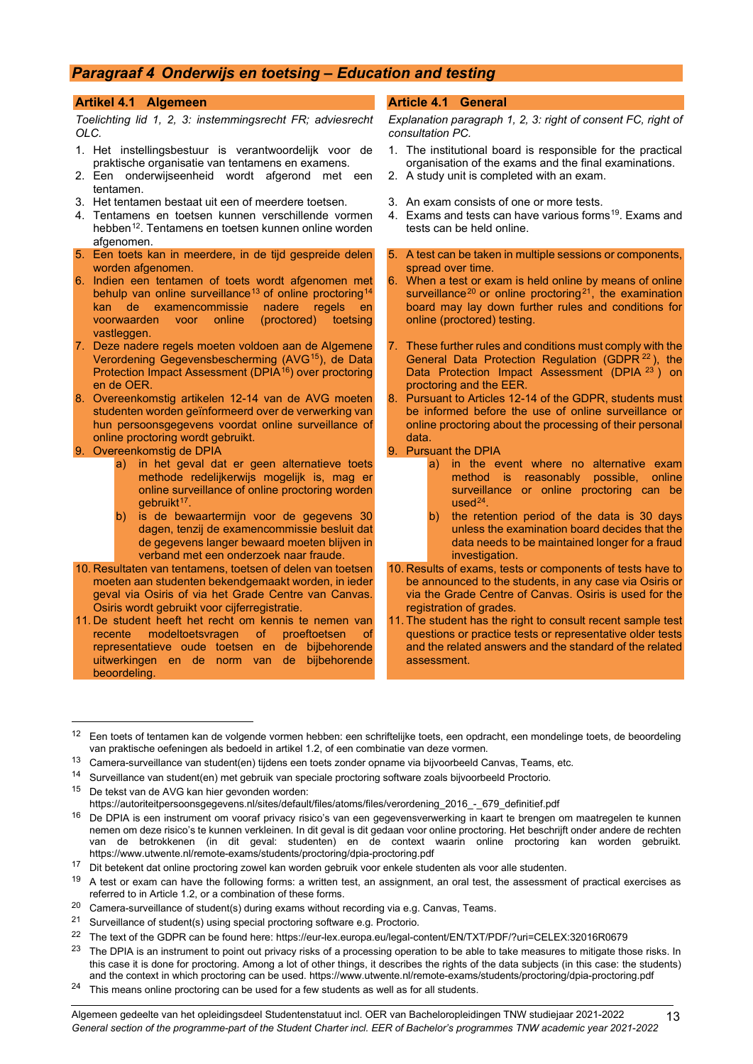## *Paragraaf 4 Onderwijs en toetsing – Education and testing*

### Artikel 4.1 Algemeen

*Toelichting lid 1, 2, 3: instemmingsrecht FR; adviesrecht OLC.*

1. Het instellingsbestuur is verantwoordelijk voor de praktische organisatie van tentamens en examens.
2. Een onderwijseenheid wordt afgerond met een tentamen.
3. Het tentamen bestaat uit een of meerdere toetsen.
4. Tentamens en toetsen kunnen verschillende vormen hebben[12]. Tentamens en toetsen kunnen online worden afgenomen.
5. Een toets kan in meerdere, in de tijd gespreide delen worden afgenomen.
6. Indien een tentamen of toets wordt afgenomen met behulp van online surveillance[13] of online proctoring[14] kan de examencommissie nadere regels en voorwaarden voor online (proctored) toetsing vastleggen.
7. Deze nadere regels moeten voldoen aan de Algemene Verordening Gegevensbescherming (AVG[15]), de Data Protection Impact Assessment (DPIA[16]) over proctoring en de OER.
8. Overeenkomstig artikelen 12-14 van de AVG moeten studenten worden geïnformeerd over de verwerking van hun persoonsgegevens voordat online surveillance of online proctoring wordt gebruikt.
9. Overeenkomstig de DPIA
   a) in het geval dat er geen alternatieve toets methode redelijkerwijs mogelijk is, mag er online surveillance of online proctoring worden gebruikt[17].
   b) is de bewaartermijn voor de gegevens 30 dagen, tenzij de examencommissie besluit dat de gegevens langer bewaard moeten blijven in verband met een onderzoek naar fraude.
10. Resultaten van tentamens, toetsen of delen van toetsen moeten aan studenten bekendgemaakt worden, in ieder geval via Osiris of via het Grade Centre van Canvas. Osiris wordt gebruikt voor cijferregistratie.
11. De student heeft het recht om kennis te nemen van recente modeltoetsvragen of proeftoetsen of representatieve oude toetsen en de bijbehorende uitwerkingen en de norm van de bijbehorende beoordeling.

### Article 4.1 General

*Explanation paragraph 1, 2, 3: right of consent FC, right of consultation PC.*

1. The institutional board is responsible for the practical organisation of the exams and the final examinations.
2. A study unit is completed with an exam.
3. An exam consists of one or more tests.
4. Exams and tests can have various forms[19]. Exams and tests can be held online.
5. A test can be taken in multiple sessions or components, spread over time.
6. When a test or exam is held online by means of online surveillance[20] or online proctoring[21], the examination board may lay down further rules and conditions for online (proctored) testing.
7. These further rules and conditions must comply with the General Data Protection Regulation (GDPR[22]), the Data Protection Impact Assessment (DPIA[23]) on proctoring and the EER.
8. Pursuant to Articles 12-14 of the GDPR, students must be informed before the use of online surveillance or online proctoring about the processing of their personal data.
9. Pursuant the DPIA
   a) in the event where no alternative exam method is reasonably possible, online surveillance or online proctoring can be used[24].
   b) the retention period of the data is 30 days unless the examination board decides that the data needs to be maintained longer for a fraud investigation.
10. Results of exams, tests or components of tests have to be announced to the students, in any case via Osiris or via the Grade Centre of Canvas. Osiris is used for the registration of grades.
11. The student has the right to consult recent sample test questions or practice tests or representative older tests and the related answers and the standard of the related assessment.

---

[12] Een toets of tentamen kan de volgende vormen hebben: een schriftelijke toets, een opdracht, een mondelinge toets, de beoordeling van praktische oefeningen als bedoeld in artikel 1.2, of een combinatie van deze vormen.

[13] Camera-surveillance van student(en) tijdens een toets zonder opname via bijvoorbeeld Canvas, Teams, etc.

[14] Surveillance van student(en) met gebruik van speciale proctoring software zoals bijvoorbeeld Proctorio.

[15] De tekst van de AVG kan hier gevonden worden: https://autoriteitpersoonsgegevens.nl/sites/default/files/atoms/files/verordening_2016_-_679_definitief.pdf

[16] De DPIA is een instrument om vooraf privacy risico's van een gegevensverwerking in kaart te brengen om maatregelen te kunnen nemen om deze risico's te kunnen verkleinen. In dit geval is dit gedaan voor online proctoring. Het beschrijft onder andere de rechten van de betrokkenen (in dit geval: studenten) en de context waarin online proctoring kan worden gebruikt. https://www.utwente.nl/remote-exams/students/proctoring/dpia-proctoring.pdf

[17] Dit betekent dat online proctoring zowel kan worden gebruik voor enkele studenten als voor alle studenten.

[19] A test or exam can have the following forms: a written test, an assignment, an oral test, the assessment of practical exercises as referred to in Article 1.2, or a combination of these forms.

[20] Camera-surveillance of student(s) during exams without recording via e.g. Canvas, Teams.

[21] Surveillance of student(s) using special proctoring software e.g. Proctorio.

[22] The text of the GDPR can be found here: https://eur-lex.europa.eu/legal-content/EN/TXT/PDF/?uri=CELEX:32016R0679

[23] The DPIA is an instrument to point out privacy risks of a processing operation to be able to take measures to mitigate those risks. In this case it is done for proctoring. Among a lot of other things, it describes the rights of the data subjects (in this case: the students) and the context in which proctoring can be used. https://www.utwente.nl/remote-exams/students/proctoring/dpia-proctoring.pdf

[24] This means online proctoring can be used for a few students as well as for all students.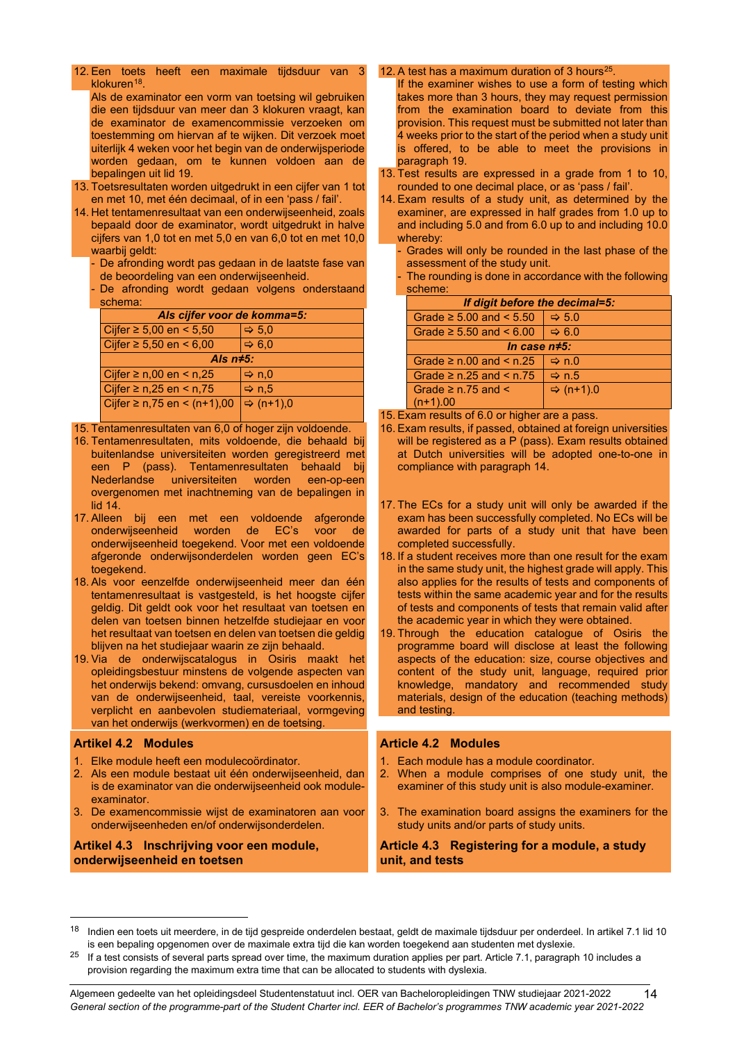12. Een toets heeft een maximale tijdsduur van 3 klokuren[18].
    Als de examinator een vorm van toetsing wil gebruiken die een tijdsduur van meer dan 3 klokuren vraagt, kan de examinator de examencommissie verzoeken om toestemming om hiervan af te wijken. Dit verzoek moet uiterlijk 4 weken voor het begin van de onderwijsperiode worden gedaan, om te kunnen voldoen aan de bepalingen uit lid 19.
13. Toetsresultaten worden uitgedrukt in een cijfer van 1 tot en met 10, met één decimaal, of in een 'pass / fail'.
14. Het tentamenresultaat van een onderwijseenheid, zoals bepaald door de examinator, wordt uitgedrukt in halve cijfers van 1,0 tot en met 5,0 en van 6,0 tot en met 10,0 waarbij geldt:
    - De afronding wordt pas gedaan in de laatste fase van de beoordeling van een onderwijseenheid.
    - De afronding wordt gedaan volgens onderstaand schema:

| *Als cijfer voor de komma=5:* | |
|---|---|
| Cijfer ≥ 5,00 en < 5,50 | ⇨ 5,0 |
| Cijfer ≥ 5,50 en < 6,00 | ⇨ 6,0 |
| *Als n≠5:* | |
| Cijfer ≥ n,00 en < n,25 | ⇨ n,0 |
| Cijfer ≥ n,25 en < n,75 | ⇨ n,5 |
| Cijfer ≥ n,75 en < (n+1),00 | ⇨ (n+1),0 |

15. Tentamenresultaten van 6,0 of hoger zijn voldoende.
16. Tentamenresultaten, mits voldoende, die behaald bij buitenlandse universiteiten worden geregistreerd met een P (pass). Tentamenresultaten behaald bij Nederlandse universiteiten worden een-op-een overgenomen met inachtneming van de bepalingen in lid 14.
17. Alleen bij een met een voldoende afgeronde onderwijseenheid worden de EC's voor de onderwijseenheid toegekend. Voor met een voldoende afgeronde onderwijsonderdelen worden geen EC's toegekend.
18. Als voor eenzelfde onderwijseenheid meer dan één tentamenresultaat is vastgesteld, is het hoogste cijfer geldig. Dit geldt ook voor het resultaat van toetsen en delen van toetsen binnen hetzelfde studiejaar en voor het resultaat van toetsen en delen van toetsen die geldig blijven na het studiejaar waarin ze zijn behaald.
19. Via de onderwijscatalogus in Osiris maakt het opleidingsbestuur minstens de volgende aspecten van het onderwijs bekend: omvang, cursusdoelen en inhoud van de onderwijseenheid, taal, vereiste voorkennis, verplicht en aanbevolen studiemateriaal, vormgeving van het onderwijs (werkvormen) en de toetsing.

### Artikel 4.2 Modules

1. Elke module heeft een modulecoördinator.
2. Als een module bestaat uit één onderwijseenheid, dan is de examinator van die onderwijseenheid ook module-examinator.
3. De examencommissie wijst de examinatoren aan voor onderwijseenheden en/of onderwijsonderdelen.

### Artikel 4.3 Inschrijving voor een module, onderwijseenheid en toetsen

12. A test has a maximum duration of 3 hours[25].
    If the examiner wishes to use a form of testing which takes more than 3 hours, they may request permission from the examination board to deviate from this provision. This request must be submitted not later than 4 weeks prior to the start of the period when a study unit is offered, to be able to meet the provisions in paragraph 19.
13. Test results are expressed in a grade from 1 to 10, rounded to one decimal place, or as 'pass / fail'.
14. Exam results of a study unit, as determined by the examiner, are expressed in half grades from 1.0 up to and including 5.0 and from 6.0 up to and including 10.0 whereby:
    - Grades will only be rounded in the last phase of the assessment of the study unit.
    - The rounding is done in accordance with the following scheme:

| *If digit before the decimal=5:* | |
|---|---|
| Grade ≥ 5.00 and < 5.50 | ⇨ 5.0 |
| Grade ≥ 5.50 and < 6.00 | ⇨ 6.0 |
| *In case n≠5:* | |
| Grade ≥ n.00 and < n.25 | ⇨ n.0 |
| Grade ≥ n.25 and < n.75 | ⇨ n.5 |
| Grade ≥ n.75 and < (n+1).00 | ⇨ (n+1).0 |

15. Exam results of 6.0 or higher are a pass.
16. Exam results, if passed, obtained at foreign universities will be registered as a P (pass). Exam results obtained at Dutch universities will be adopted one-to-one in compliance with paragraph 14.
17. The ECs for a study unit will only be awarded if the exam has been successfully completed. No ECs will be awarded for parts of a study unit that have been completed successfully.
18. If a student receives more than one result for the exam in the same study unit, the highest grade will apply. This also applies for the results of tests and components of tests within the same academic year and for the results of tests and components of tests that remain valid after the academic year in which they were obtained.
19. Through the education catalogue of Osiris the programme board will disclose at least the following aspects of the education: size, course objectives and content of the study unit, language, required prior knowledge, mandatory and recommended study materials, design of the education (teaching methods) and testing.

### Article 4.2 Modules

1. Each module has a module coordinator.
2. When a module comprises of one study unit, the examiner of this study unit is also module-examiner.
3. The examination board assigns the examiners for the study units and/or parts of study units.

### Article 4.3 Registering for a module, a study unit, and tests

---

[18] Indien een toets uit meerdere, in de tijd gespreide onderdelen bestaat, geldt de maximale tijdsduur per onderdeel. In artikel 7.1 lid 10 is een bepaling opgenomen over de maximale extra tijd die kan worden toegekend aan studenten met dyslexie.

[25] If a test consists of several parts spread over time, the maximum duration applies per part. Article 7.1, paragraph 10 includes a provision regarding the maximum extra time that can be allocated to students with dyslexia.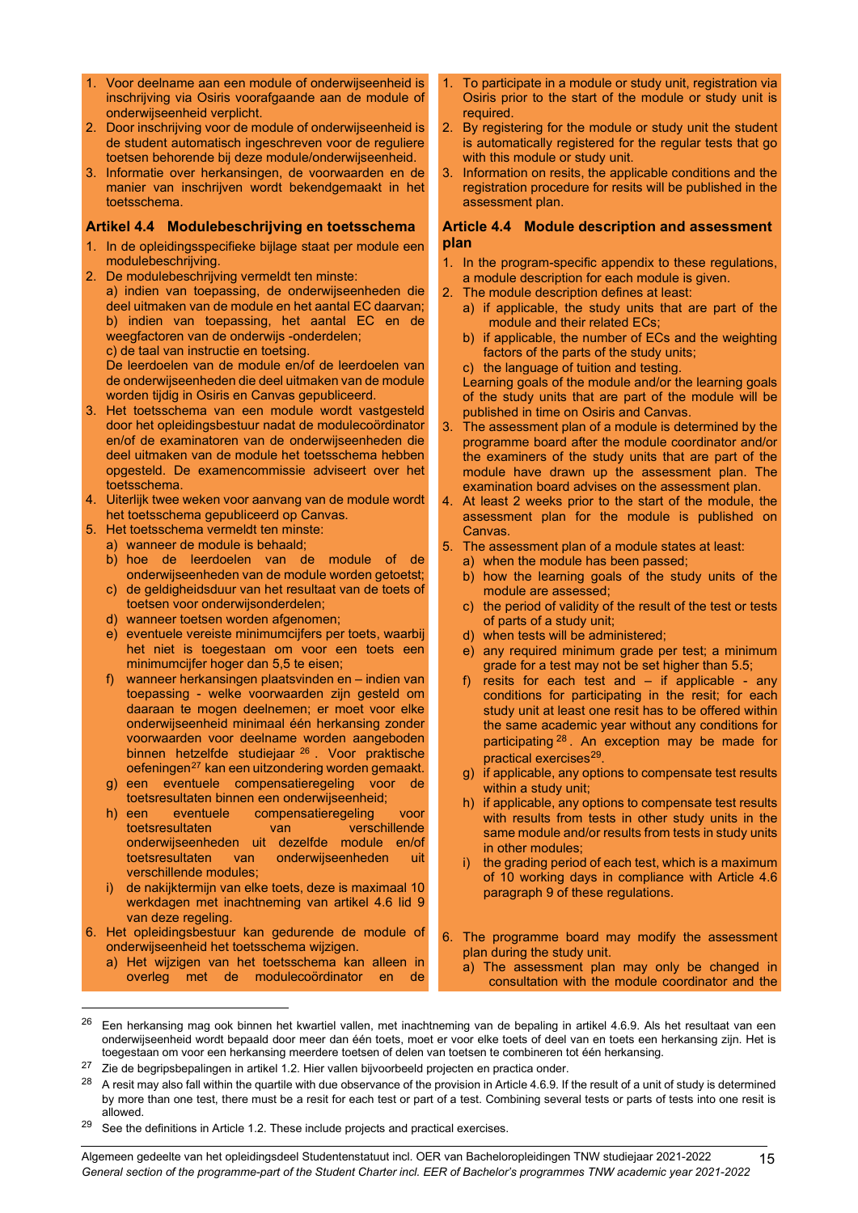1. Voor deelname aan een module of onderwijseenheid is inschrijving via Osiris voorafgaande aan de module of onderwijseenheid verplicht.
2. Door inschrijving voor de module of onderwijseenheid is de student automatisch ingeschreven voor de reguliere toetsen behorende bij deze module/onderwijseenheid.
3. Informatie over herkansingen, de voorwaarden en de manier van inschrijven wordt bekendgemaakt in het toetsschema.

### Artikel 4.4 Modulebeschrijving en toetsschema

1. In de opleidingsspecifieke bijlage staat per module een modulebeschrijving.
2. De modulebeschrijving vermeldt ten minste:
   a) indien van toepassing, de onderwijseenheden die deel uitmaken van de module en het aantal EC daarvan;
   b) indien van toepassing, het aantal EC en de weegfactoren van de onderwijs -onderdelen;
   c) de taal van instructie en toetsing.
   De leerdoelen van de module en/of de leerdoelen van de onderwijseenheden die deel uitmaken van de module worden tijdig in Osiris en Canvas gepubliceerd.
3. Het toetsschema van een module wordt vastgesteld door het opleidingsbestuur nadat de modulecoördinator en/of de examinatoren van de onderwijseenheden die deel uitmaken van de module het toetsschema hebben opgesteld. De examencommissie adviseert over het toetsschema.
4. Uiterlijk twee weken voor aanvang van de module wordt het toetsschema gepubliceerd op Canvas.
5. Het toetsschema vermeldt ten minste:
   a) wanneer de module is behaald;
   b) hoe de leerdoelen van de module of de onderwijseenheden van de module worden getoetst;
   c) de geldigheidsduur van het resultaat van de toets of toetsen voor onderwijsonderdelen;
   d) wanneer toetsen worden afgenomen;
   e) eventuele vereiste minimumcijfers per toets, waarbij het niet is toegestaan om voor een toets een minimumcijfer hoger dan 5,5 te eisen;
   f) wanneer herkansingen plaatsvinden en – indien van toepassing - welke voorwaarden zijn gesteld om daaraan te mogen deelnemen; er moet voor elke onderwijseenheid minimaal één herkansing zonder voorwaarden voor deelname worden aangeboden binnen hetzelfde studiejaar [26]. Voor praktische oefeningen[27] kan een uitzondering worden gemaakt.
   g) een eventuele compensatieregeling voor de toetsresultaten binnen een onderwijseenheid;
   h) een eventuele compensatieregeling voor toetsresultaten van verschillende onderwijseenheden uit dezelfde module en/of toetsresultaten van onderwijseenheden uit verschillende modules;
   i) de nakijktermijn van elke toets, deze is maximaal 10 werkdagen met inachtneming van artikel 4.6 lid 9 van deze regeling.
6. Het opleidingsbestuur kan gedurende de module of onderwijseenheid het toetsschema wijzigen.
   a) Het wijzigen van het toetsschema kan alleen in overleg met de modulecoördinator en de

---

1. To participate in a module or study unit, registration via Osiris prior to the start of the module or study unit is required.
2. By registering for the module or study unit the student is automatically registered for the regular tests that go with this module or study unit.
3. Information on resits, the applicable conditions and the registration procedure for resits will be published in the assessment plan.

### Article 4.4 Module description and assessment plan

1. In the program-specific appendix to these regulations, a module description for each module is given.
2. The module description defines at least:
   a) if applicable, the study units that are part of the module and their related ECs;
   b) if applicable, the number of ECs and the weighting factors of the parts of the study units;
   c) the language of tuition and testing.
   Learning goals of the module and/or the learning goals of the study units that are part of the module will be published in time on Osiris and Canvas.
3. The assessment plan of a module is determined by the programme board after the module coordinator and/or the examiners of the study units that are part of the module have drawn up the assessment plan. The examination board advises on the assessment plan.
4. At least 2 weeks prior to the start of the module, the assessment plan for the module is published on Canvas.
5. The assessment plan of a module states at least:
   a) when the module has been passed;
   b) how the learning goals of the study units of the module are assessed;
   c) the period of validity of the result of the test or tests of parts of a study unit;
   d) when tests will be administered;
   e) any required minimum grade per test; a minimum grade for a test may not be set higher than 5.5;
   f) resits for each test and – if applicable - any conditions for participating in the resit; for each study unit at least one resit has to be offered within the same academic year without any conditions for participating [28]. An exception may be made for practical exercises[29].
   g) if applicable, any options to compensate test results within a study unit;
   h) if applicable, any options to compensate test results with results from tests in other study units in the same module and/or results from tests in study units in other modules;
   i) the grading period of each test, which is a maximum of 10 working days in compliance with Article 4.6 paragraph 9 of these regulations.
6. The programme board may modify the assessment plan during the study unit.
   a) The assessment plan may only be changed in consultation with the module coordinator and the

---

[26] Een herkansing mag ook binnen het kwartiel vallen, met inachtneming van de bepaling in artikel 4.6.9. Als het resultaat van een onderwijseenheid wordt bepaald door meer dan één toets, moet er voor elke toets of deel van en toets een herkansing zijn. Het is toegestaan om voor een herkansing meerdere toetsen of delen van toetsen te combineren tot één herkansing.

[27] Zie de begripsbepalingen in artikel 1.2. Hier vallen bijvoorbeeld projecten en practica onder.

[28] A resit may also fall within the quartile with due observance of the provision in Article 4.6.9. If the result of a unit of study is determined by more than one test, there must be a resit for each test or part of a test. Combining several tests or parts of tests into one resit is allowed.

[29] See the definitions in Article 1.2. These include projects and practical exercises.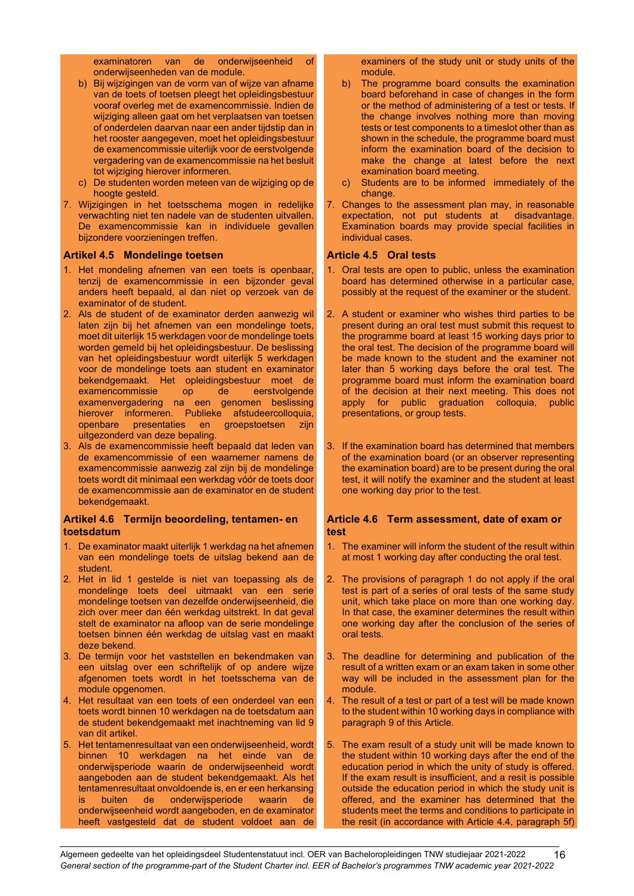examinatoren van de onderwijseenheid of onderwijseenheden van de module.

b) Bij wijzigingen van de vorm van of wijze van afname van de toets of toetsen pleegt het opleidingsbestuur vooraf overleg met de examencommissie. Indien de wijziging alleen gaat om het verplaatsen van toetsen of onderdelen daarvan naar een ander tijdstip dan in het rooster aangegeven, moet het opleidingsbestuur de examencommissie uiterlijk voor de eerstvolgende vergadering van de examencommissie na het besluit tot wijziging hierover informeren.

c) De studenten worden meteen van de wijziging op de hoogte gesteld.

7. Wijzigingen in het toetsschema mogen in redelijke verwachting niet ten nadele van de studenten uitvallen. De examencommissie kan in individuele gevallen bijzondere voorzieningen treffen.

### Artikel 4.5 Mondelinge toetsen

1. Het mondeling afnemen van een toets is openbaar, tenzij de examencommissie in een bijzonder geval anders heeft bepaald, al dan niet op verzoek van de examinator of de student.
2. Als de student of de examinator derden aanwezig wil laten zijn bij het afnemen van een mondelinge toets, moet dit uiterlijk 15 werkdagen voor de mondelinge toets worden gemeld bij het opleidingsbestuur. De beslissing van het opleidingsbestuur wordt uiterlijk 5 werkdagen voor de mondelinge toets aan student en examinator bekendgemaakt. Het opleidingsbestuur moet de examencommissie op de eerstvolgende examenvergadering na een genomen beslissing hierover informeren. Publieke afstudeercolloquia, openbare presentaties en groepstoetsen zijn uitgezonderd van deze bepaling.
3. Als de examencommissie heeft bepaald dat leden van de examencommissie of een waarnemer namens de examencommissie aanwezig zal zijn bij de mondelinge toets wordt dit minimaal een werkdag vóór de toets door de examencommissie aan de examinator en de student bekendgemaakt.

### Artikel 4.6 Termijn beoordeling, tentamen- en toetsdatum

1. De examinator maakt uiterlijk 1 werkdag na het afnemen van een mondelinge toets de uitslag bekend aan de student.
2. Het in lid 1 gestelde is niet van toepassing als de mondelinge toets deel uitmaakt van een serie mondelinge toetsen van dezelfde onderwijseenheid, die zich over meer dan één werkdag uitstrekt. In dat geval stelt de examinator na afloop van de serie mondelinge toetsen binnen één werkdag de uitslag vast en maakt deze bekend.
3. De termijn voor het vaststellen en bekendmaken van een uitslag over een schriftelijk of op andere wijze afgenomen toets wordt in het toetsschema van de module opgenomen.
4. Het resultaat van een toets of een onderdeel van een toets wordt binnen 10 werkdagen na de toetsdatum aan de student bekendgemaakt met inachtneming van lid 9 van dit artikel.
5. Het tentamenresultaat van een onderwijseenheid, wordt binnen 10 werkdagen na het einde van de onderwijsperiode waarin de onderwijseenheid wordt aangeboden aan de student bekendgemaakt. Als het tentamenresultaat onvoldoende is, en er een herkansing is buiten de onderwijsperiode waarin de onderwijseenheid wordt aangeboden, en de examinator heeft vastgesteld dat de student voldoet aan de

---

examiners of the study unit or study units of the module.

b) The programme board consults the examination board beforehand in case of changes in the form or the method of administering of a test or tests. If the change involves nothing more than moving tests or test components to a timeslot other than as shown in the schedule, the programme board must inform the examination board of the decision to make the change at latest before the next examination board meeting.

c) Students are to be informed immediately of the change.

7. Changes to the assessment plan may, in reasonable expectation, not put students at disadvantage. Examination boards may provide special facilities in individual cases.

### Article 4.5 Oral tests

1. Oral tests are open to public, unless the examination board has determined otherwise in a particular case, possibly at the request of the examiner or the student.
2. A student or examiner who wishes third parties to be present during an oral test must submit this request to the programme board at least 15 working days prior to the oral test. The decision of the programme board will be made known to the student and the examiner not later than 5 working days before the oral test. The programme board must inform the examination board of the decision at their next meeting. This does not apply for public graduation colloquia, public presentations, or group tests.
3. If the examination board has determined that members of the examination board (or an observer representing the examination board) are to be present during the oral test, it will notify the examiner and the student at least one working day prior to the test.

### Article 4.6 Term assessment, date of exam or test

1. The examiner will inform the student of the result within at most 1 working day after conducting the oral test.
2. The provisions of paragraph 1 do not apply if the oral test is part of a series of oral tests of the same study unit, which take place on more than one working day. In that case, the examiner determines the result within one working day after the conclusion of the series of oral tests.
3. The deadline for determining and publication of the result of a written exam or an exam taken in some other way will be included in the assessment plan for the module.
4. The result of a test or part of a test will be made known to the student within 10 working days in compliance with paragraph 9 of this Article.
5. The exam result of a study unit will be made known to the student within 10 working days after the end of the education period in which the unity of study is offered. If the exam result is insufficient, and a resit is possible outside the education period in which the study unit is offered, and the examiner has determined that the students meet the terms and conditions to participate in the resit (in accordance with Article 4.4, paragraph 5f)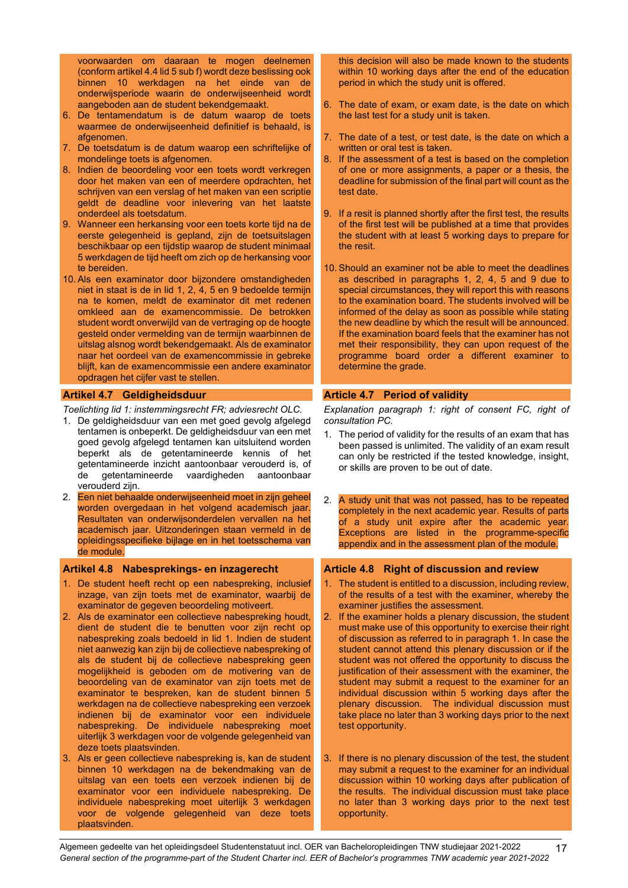voorwaarden om daaraan te mogen deelnemen (conform artikel 4.4 lid 5 sub f) wordt deze beslissing ook binnen 10 werkdagen na het einde van de onderwijsperiode waarin de onderwijseenheid wordt aangeboden aan de student bekendgemaakt.

6. De tentamendatum is de datum waarop de toets waarmee de onderwijseenheid definitief is behaald, is afgenomen.
7. De toetsdatum is de datum waarop een schriftelijke of mondelinge toets is afgenomen.
8. Indien de beoordeling voor een toets wordt verkregen door het maken van een of meerdere opdrachten, het schrijven van een verslag of het maken van een scriptie geldt de deadline voor inlevering van het laatste onderdeel als toetsdatum.
9. Wanneer een herkansing voor een toets korte tijd na de eerste gelegenheid is gepland, zijn de toetsuitslagen beschikbaar op een tijdstip waarop de student minimaal 5 werkdagen de tijd heeft om zich op de herkansing voor te bereiden.
10. Als een examinator door bijzondere omstandigheden niet in staat is de in lid 1, 2, 4, 5 en 9 bedoelde termijn na te komen, meldt de examinator dit met redenen omkleed aan de examencommissie. De betrokken student wordt onverwijld van de vertraging op de hoogte gesteld onder vermelding van de termijn waarbinnen de uitslag alsnog wordt bekendgemaakt. Als de examinator naar het oordeel van de examencommissie in gebreke blijft, kan de examencommissie een andere examinator opdragen het cijfer vast te stellen.

this decision will also be made known to the students within 10 working days after the end of the education period in which the study unit is offered.

6. The date of exam, or exam date, is the date on which the last test for a study unit is taken.
7. The date of a test, or test date, is the date on which a written or oral test is taken.
8. If the assessment of a test is based on the completion of one or more assignments, a paper or a thesis, the deadline for submission of the final part will count as the test date.
9. If a resit is planned shortly after the first test, the results of the first test will be published at a time that provides the student with at least 5 working days to prepare for the resit.
10. Should an examiner not be able to meet the deadlines as described in paragraphs 1, 2, 4, 5 and 9 due to special circumstances, they will report this with reasons to the examination board. The students involved will be informed of the delay as soon as possible while stating the new deadline by which the result will be announced. If the examination board feels that the examiner has not met their responsibility, they can upon request of the programme board order a different examiner to determine the grade.

## Artikel 4.7 Geldigheidsduur

*Toelichting lid 1: instemmingsrecht FR; adviesrecht OLC.*

1. De geldigheidsduur van een met goed gevolg afgelegd tentamen is onbeperkt. De geldigheidsduur van een met goed gevolg afgelegd tentamen kan uitsluitend worden beperkt als de getentamineerde kennis of het getentamineerde inzicht aantoonbaar verouderd is, of de getentamineerde vaardigheden aantoonbaar verouderd zijn.
2. Een niet behaalde onderwijseenheid moet in zijn geheel worden overgedaan in het volgend academisch jaar. Resultaten van onderwijsonderdelen vervallen na het academisch jaar. Uitzonderingen staan vermeld in de opleidingsspecifieke bijlage en in het toetsschema van de module.

## Article 4.7 Period of validity

*Explanation paragraph 1: right of consent FC, right of consultation PC.*

1. The period of validity for the results of an exam that has been passed is unlimited. The validity of an exam result can only be restricted if the tested knowledge, insight, or skills are proven to be out of date.
2. A study unit that was not passed, has to be repeated completely in the next academic year. Results of parts of a study unit expire after the academic year. Exceptions are listed in the programme-specific appendix and in the assessment plan of the module.

## Artikel 4.8 Nabesprekings- en inzagerecht

1. De student heeft recht op een nabespreking, inclusief inzage, van zijn toets met de examinator, waarbij de examinator de gegeven beoordeling motiveert.
2. Als de examinator een collectieve nabespreking houdt, dient de student die te benutten voor zijn recht op nabespreking zoals bedoeld in lid 1. Indien de student niet aanwezig kan zijn bij de collectieve nabespreking of als de student bij de collectieve nabespreking geen mogelijkheid is geboden om de motivering van de beoordeling van de examinator van zijn toets met de examinator te bespreken, kan de student binnen 5 werkdagen na de collectieve nabespreking een verzoek indienen bij de examinator voor een individuele nabespreking. De individuele nabespreking moet uiterlijk 3 werkdagen voor de volgende gelegenheid van deze toets plaatsvinden.
3. Als er geen collectieve nabespreking is, kan de student binnen 10 werkdagen na de bekendmaking van de uitslag van een toets een verzoek indienen bij de examinator voor een individuele nabespreking. De individuele nabespreking moet uiterlijk 3 werkdagen voor de volgende gelegenheid van deze toets plaatsvinden.

## Article 4.8 Right of discussion and review

1. The student is entitled to a discussion, including review, of the results of a test with the examiner, whereby the examiner justifies the assessment.
2. If the examiner holds a plenary discussion, the student must make use of this opportunity to exercise their right of discussion as referred to in paragraph 1. In case the student cannot attend this plenary discussion or if the student was not offered the opportunity to discuss the justification of their assessment with the examiner, the student may submit a request to the examiner for an individual discussion within 5 working days after the plenary discussion. The individual discussion must take place no later than 3 working days prior to the next test opportunity.
3. If there is no plenary discussion of the test, the student may submit a request to the examiner for an individual discussion within 10 working days after publication of the results. The individual discussion must take place no later than 3 working days prior to the next test opportunity.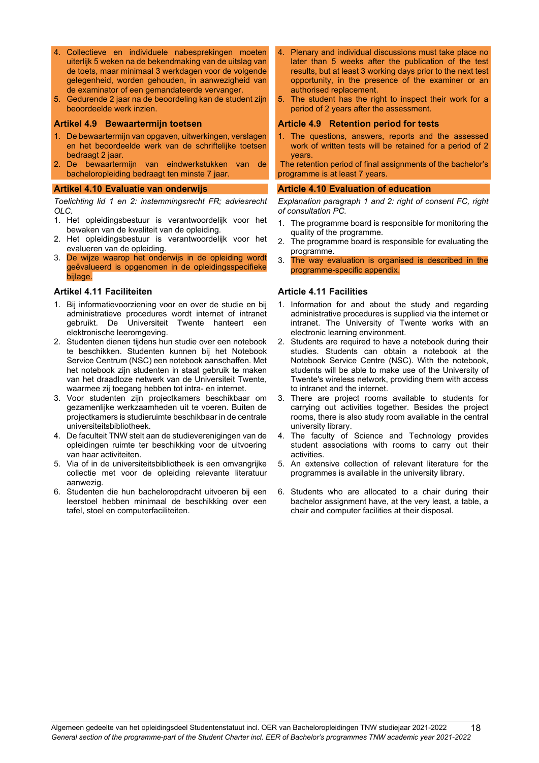4. Collectieve en individuele nabesprekingen moeten uiterlijk 5 weken na de bekendmaking van de uitslag van de toets, maar minimaal 3 werkdagen voor de volgende gelegenheid, worden gehouden, in aanwezigheid van de examinator of een gemandateerde vervanger.
5. Gedurende 2 jaar na de beoordeling kan de student zijn beoordeelde werk inzien.

### Artikel 4.9 Bewaartermijn toetsen

1. De bewaartermijn van opgaven, uitwerkingen, verslagen en het beoordeelde werk van de schriftelijke toetsen bedraagt 2 jaar.
2. De bewaartermijn van eindwerkstukken van de bacheloropleiding bedraagt ten minste 7 jaar.

### Artikel 4.10 Evaluatie van onderwijs

*Toelichting lid 1 en 2: instemmingsrecht FR; adviesrecht OLC.*

1. Het opleidingsbestuur is verantwoordelijk voor het bewaken van de kwaliteit van de opleiding.
2. Het opleidingsbestuur is verantwoordelijk voor het evalueren van de opleiding.
3. De wijze waarop het onderwijs in de opleiding wordt geëvalueerd is opgenomen in de opleidingsspecifieke bijlage.

### Artikel 4.11 Faciliteiten

1. Bij informatievoorziening voor en over de studie en bij administratieve procedures wordt internet of intranet gebruikt. De Universiteit Twente hanteert een elektronische leeromgeving.
2. Studenten dienen tijdens hun studie over een notebook te beschikken. Studenten kunnen bij het Notebook Service Centrum (NSC) een notebook aanschaffen. Met het notebook zijn studenten in staat gebruik te maken van het draadloze netwerk van de Universiteit Twente, waarmee zij toegang hebben tot intra- en internet.
3. Voor studenten zijn projectkamers beschikbaar om gezamenlijke werkzaamheden uit te voeren. Buiten de projectkamers is studieruimte beschikbaar in de centrale universiteitsbibliotheek.
4. De faculteit TNW stelt aan de studieverenigingen van de opleidingen ruimte ter beschikking voor de uitvoering van haar activiteiten.
5. Via of in de universiteitsbibliotheek is een omvangrijke collectie met voor de opleiding relevante literatuur aanwezig.
6. Studenten die hun bacheloropdracht uitvoeren bij een leerstoel hebben minimaal de beschikking over een tafel, stoel en computerfaciliteiten.

---

4. Plenary and individual discussions must take place no later than 5 weeks after the publication of the test results, but at least 3 working days prior to the next test opportunity, in the presence of the examiner or an authorised replacement.
5. The student has the right to inspect their work for a period of 2 years after the assessment.

### Article 4.9 Retention period for tests

1. The questions, answers, reports and the assessed work of written tests will be retained for a period of 2 years.

The retention period of final assignments of the bachelor's programme is at least 7 years.

### Article 4.10 Evaluation of education

*Explanation paragraph 1 and 2: right of consent FC, right of consultation PC.*

1. The programme board is responsible for monitoring the quality of the programme.
2. The programme board is responsible for evaluating the programme.
3. The way evaluation is organised is described in the programme-specific appendix.

### Article 4.11 Facilities

1. Information for and about the study and regarding administrative procedures is supplied via the internet or intranet. The University of Twente works with an electronic learning environment.
2. Students are required to have a notebook during their studies. Students can obtain a notebook at the Notebook Service Centre (NSC). With the notebook, students will be able to make use of the University of Twente's wireless network, providing them with access to intranet and the internet.
3. There are project rooms available to students for carrying out activities together. Besides the project rooms, there is also study room available in the central university library.
4. The faculty of Science and Technology provides student associations with rooms to carry out their activities.
5. An extensive collection of relevant literature for the programmes is available in the university library.
6. Students who are allocated to a chair during their bachelor assignment have, at the very least, a table, a chair and computer facilities at their disposal.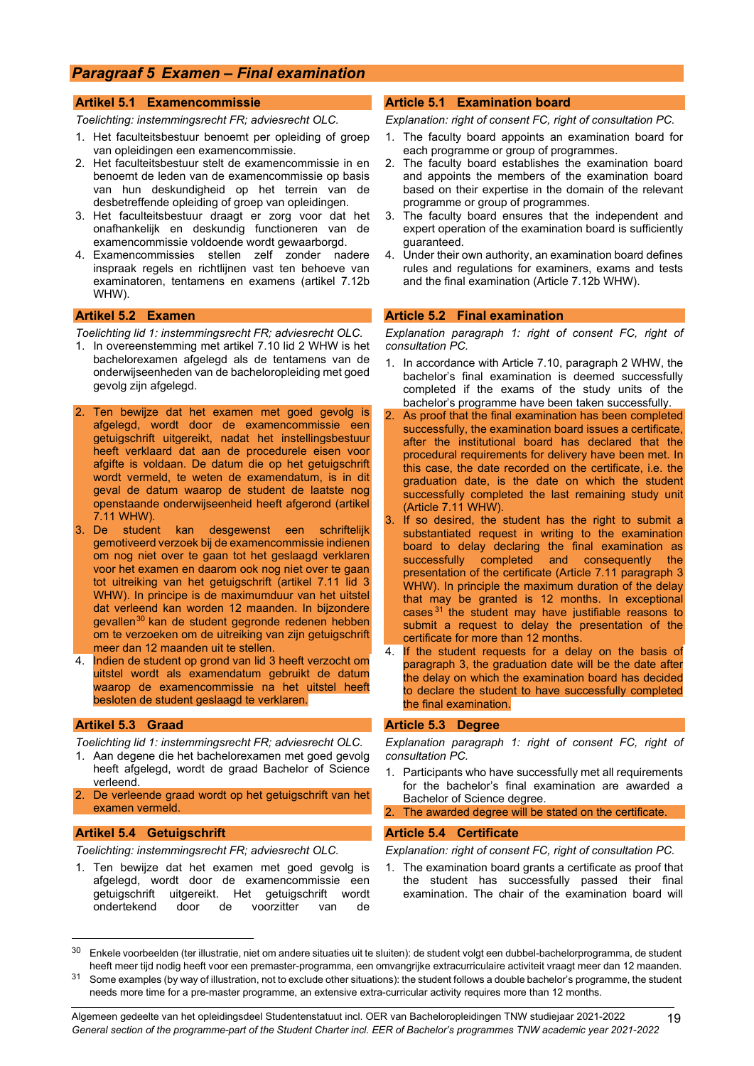## Paragraaf 5 Examen – Final examination

### Artikel 5.1 Examencommissie

*Toelichting: instemmingsrecht FR; adviesrecht OLC.*

1. Het faculteitsbestuur benoemt per opleiding of groep van opleidingen een examencommissie.
2. Het faculteitsbestuur stelt de examencommissie in en benoemt de leden van de examencommissie op basis van hun deskundigheid op het terrein van de desbetreffende opleiding of groep van opleidingen.
3. Het faculteitsbestuur draagt er zorg voor dat het onafhankelijk en deskundig functioneren van de examencommissie voldoende wordt gewaarborgd.
4. Examencommissies stellen zelf zonder nadere inspraak regels en richtlijnen vast ten behoeve van examinatoren, tentamens en examens (artikel 7.12b WHW).

### Article 5.1 Examination board

*Explanation: right of consent FC, right of consultation PC.*

1. The faculty board appoints an examination board for each programme or group of programmes.
2. The faculty board establishes the examination board and appoints the members of the examination board based on their expertise in the domain of the relevant programme or group of programmes.
3. The faculty board ensures that the independent and expert operation of the examination board is sufficiently guaranteed.
4. Under their own authority, an examination board defines rules and regulations for examiners, exams and tests and the final examination (Article 7.12b WHW).

### Artikel 5.2 Examen

*Toelichting lid 1: instemmingsrecht FR; adviesrecht OLC.*

1. In overeenstemming met artikel 7.10 lid 2 WHW is het bachelorexamen afgelegd als de tentamens van de onderwijseenheden van de bacheloropleiding met goed gevolg zijn afgelegd.
2. Ten bewijze dat het examen met goed gevolg is afgelegd, wordt door de examencommissie een getuigschrift uitgereikt, nadat het instellingsbestuur heeft verklaard dat aan de procedurele eisen voor afgifte is voldaan. De datum die op het getuigschrift wordt vermeld, te weten de examendatum, is in dit geval de datum waarop de student de laatste nog openstaande onderwijseenheid heeft afgerond (artikel 7.11 WHW).
3. De student kan desgewenst een schriftelijk gemotiveerd verzoek bij de examencommissie indienen om nog niet over te gaan tot het geslaagd verklaren voor het examen en daarom ook nog niet over te gaan tot uitreiking van het getuigschrift (artikel 7.11 lid 3 WHW). In principe is de maximumduur van het uitstel dat verleend kan worden 12 maanden. In bijzondere gevallen[30] kan de student gegronde redenen hebben om te verzoeken om de uitreiking van zijn getuigschrift meer dan 12 maanden uit te stellen.
4. Indien de student op grond van lid 3 heeft verzocht om uitstel wordt als examendatum gebruikt de datum waarop de examencommissie na het uitstel heeft besloten de student geslaagd te verklaren.

### Article 5.2 Final examination

*Explanation paragraph 1: right of consent FC, right of consultation PC.*

1. In accordance with Article 7.10, paragraph 2 WHW, the bachelor's final examination is deemed successfully completed if the exams of the study units of the bachelor's programme have been taken successfully.
2. As proof that the final examination has been completed successfully, the examination board issues a certificate, after the institutional board has declared that the procedural requirements for delivery have been met. In this case, the date recorded on the certificate, i.e. the graduation date, is the date on which the student successfully completed the last remaining study unit (Article 7.11 WHW).
3. If so desired, the student has the right to submit a substantiated request in writing to the examination board to delay declaring the final examination as successfully completed and consequently the presentation of the certificate (Article 7.11 paragraph 3 WHW). In principle the maximum duration of the delay that may be granted is 12 months. In exceptional cases[31] the student may have justifiable reasons to submit a request to delay the presentation of the certificate for more than 12 months.
4. If the student requests for a delay on the basis of paragraph 3, the graduation date will be the date after the delay on which the examination board has decided to declare the student to have successfully completed the final examination.

### Artikel 5.3 Graad

*Toelichting lid 1: instemmingsrecht FR; adviesrecht OLC.*

1. Aan degene die het bachelorexamen met goed gevolg heeft afgelegd, wordt de graad Bachelor of Science verleend.
2. De verleende graad wordt op het getuigschrift van het examen vermeld.

### Article 5.3 Degree

*Explanation paragraph 1: right of consent FC, right of consultation PC.*

1. Participants who have successfully met all requirements for the bachelor's final examination are awarded a Bachelor of Science degree.
2. The awarded degree will be stated on the certificate.

### Artikel 5.4 Getuigschrift

*Toelichting: instemmingsrecht FR; adviesrecht OLC.*

1. Ten bewijze dat het examen met goed gevolg is afgelegd, wordt door de examencommissie een getuigschrift uitgereikt. Het getuigschrift wordt ondertekend door de voorzitter van de

### Article 5.4 Certificate

*Explanation: right of consent FC, right of consultation PC.*

1. The examination board grants a certificate as proof that the student has successfully passed their final examination. The chair of the examination board will

---

[30] Enkele voorbeelden (ter illustratie, niet om andere situaties uit te sluiten): de student volgt een dubbel-bachelorprogramma, de student heeft meer tijd nodig heeft voor een premaster-programma, een omvangrijke extracurriculaire activiteit vraagt meer dan 12 maanden.

[31] Some examples (by way of illustration, not to exclude other situations): the student follows a double bachelor's programme, the student needs more time for a pre-master programme, an extensive extra-curricular activity requires more than 12 months.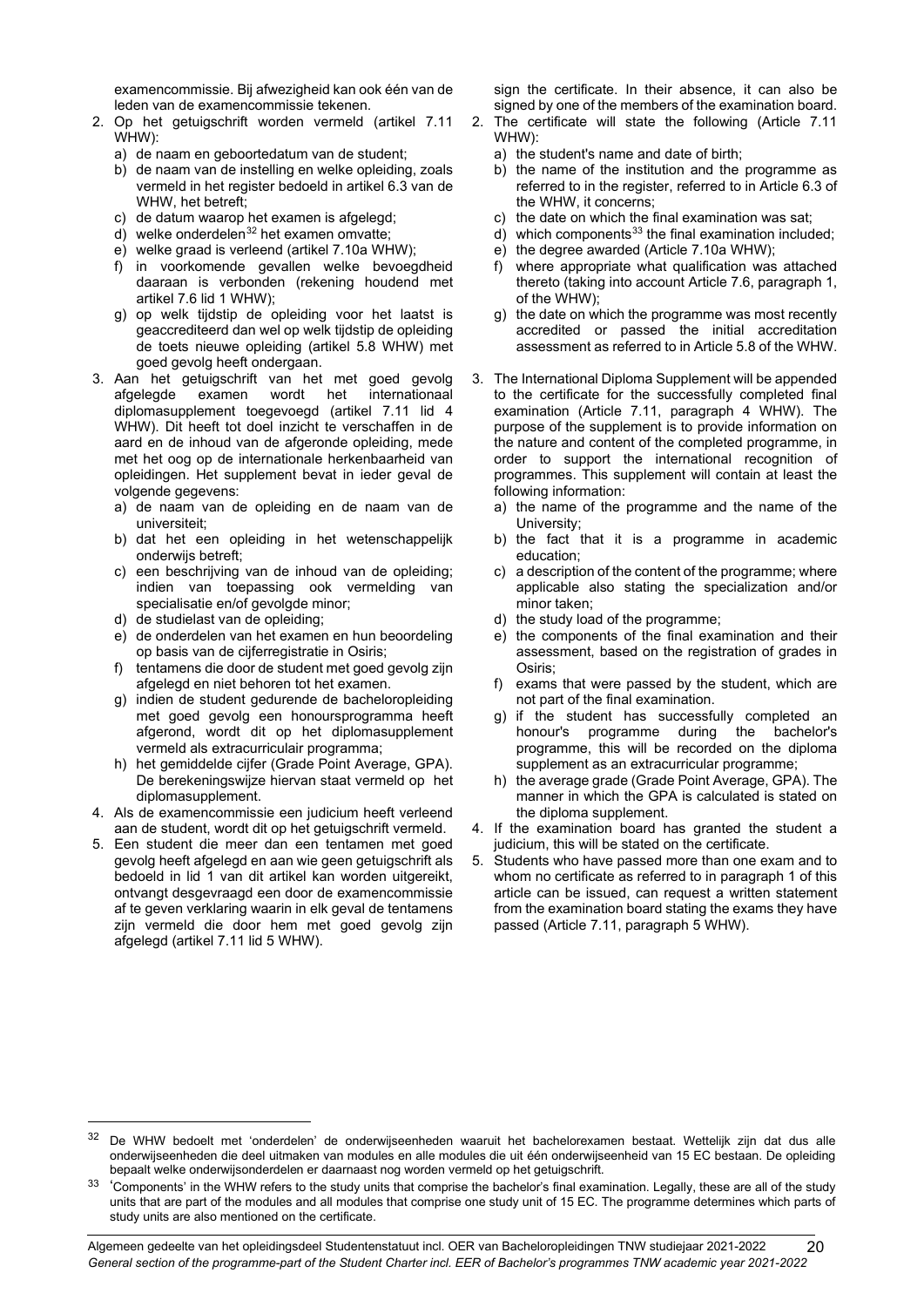examencommissie. Bij afwezigheid kan ook één van de leden van de examencommissie tekenen.

2. Op het getuigschrift worden vermeld (artikel 7.11 WHW):
   a) de naam en geboortedatum van de student;
   b) de naam van de instelling en welke opleiding, zoals vermeld in het register bedoeld in artikel 6.3 van de WHW, het betreft;
   c) de datum waarop het examen is afgelegd;
   d) welke onderdelen[32] het examen omvatte;
   e) welke graad is verleend (artikel 7.10a WHW);
   f) in voorkomende gevallen welke bevoegdheid daaraan is verbonden (rekening houdend met artikel 7.6 lid 1 WHW);
   g) op welk tijdstip de opleiding voor het laatst is geaccrediteerd dan wel op welk tijdstip de opleiding de toets nieuwe opleiding (artikel 5.8 WHW) met goed gevolg heeft ondergaan.
3. Aan het getuigschrift van het met goed gevolg afgelegde examen wordt het internationaal diplomasupplement toegevoegd (artikel 7.11 lid 4 WHW). Dit heeft tot doel inzicht te verschaffen in de aard en de inhoud van de afgeronde opleiding, mede met het oog op de internationale herkenbaarheid van opleidingen. Het supplement bevat in ieder geval de volgende gegevens:
   a) de naam van de opleiding en de naam van de universiteit;
   b) dat het een opleiding in het wetenschappelijk onderwijs betreft;
   c) een beschrijving van de inhoud van de opleiding; indien van toepassing ook vermelding van specialisatie en/of gevolgde minor;
   d) de studielast van de opleiding;
   e) de onderdelen van het examen en hun beoordeling op basis van de cijferregistratie in Osiris;
   f) tentamens die door de student met goed gevolg zijn afgelegd en niet behoren tot het examen.
   g) indien de student gedurende de bacheloropleiding met goed gevolg een honoursprogramma heeft afgerond, wordt dit op het diplomasupplement vermeld als extracurriculair programma;
   h) het gemiddelde cijfer (Grade Point Average, GPA). De berekeningswijze hiervan staat vermeld op het diplomasupplement.
4. Als de examencommissie een judicium heeft verleend aan de student, wordt dit op het getuigschrift vermeld.
5. Een student die meer dan een tentamen met goed gevolg heeft afgelegd en aan wie geen getuigschrift als bedoeld in lid 1 van dit artikel kan worden uitgereikt, ontvangt desgevraagd een door de examencommissie af te geven verklaring waarin in elk geval de tentamens zijn vermeld die door hem met goed gevolg zijn afgelegd (artikel 7.11 lid 5 WHW).

sign the certificate. In their absence, it can also be signed by one of the members of the examination board.

2. The certificate will state the following (Article 7.11 WHW):
   a) the student's name and date of birth;
   b) the name of the institution and the programme as referred to in the register, referred to in Article 6.3 of the WHW, it concerns;
   c) the date on which the final examination was sat;
   d) which components[33] the final examination included;
   e) the degree awarded (Article 7.10a WHW);
   f) where appropriate what qualification was attached thereto (taking into account Article 7.6, paragraph 1, of the WHW);
   g) the date on which the programme was most recently accredited or passed the initial accreditation assessment as referred to in Article 5.8 of the WHW.
3. The International Diploma Supplement will be appended to the certificate for the successfully completed final examination (Article 7.11, paragraph 4 WHW). The purpose of the supplement is to provide information on the nature and content of the completed programme, in order to support the international recognition of programmes. This supplement will contain at least the following information:
   a) the name of the programme and the name of the University;
   b) the fact that it is a programme in academic education;
   c) a description of the content of the programme; where applicable also stating the specialization and/or minor taken;
   d) the study load of the programme;
   e) the components of the final examination and their assessment, based on the registration of grades in Osiris;
   f) exams that were passed by the student, which are not part of the final examination.
   g) if the student has successfully completed an honour's programme during the bachelor's programme, this will be recorded on the diploma supplement as an extracurricular programme;
   h) the average grade (Grade Point Average, GPA). The manner in which the GPA is calculated is stated on the diploma supplement.
4. If the examination board has granted the student a judicium, this will be stated on the certificate.
5. Students who have passed more than one exam and to whom no certificate as referred to in paragraph 1 of this article can be issued, can request a written statement from the examination board stating the exams they have passed (Article 7.11, paragraph 5 WHW).

---

[32] De WHW bedoelt met 'onderdelen' de onderwijseenheden waaruit het bachelorexamen bestaat. Wettelijk zijn dat dus alle onderwijseenheden die deel uitmaken van modules en alle modules die uit één onderwijseenheid van 15 EC bestaan. De opleiding bepaalt welke onderwijsonderdelen er daarnaast nog worden vermeld op het getuigschrift.

[33] 'Components' in the WHW refers to the study units that comprise the bachelor's final examination. Legally, these are all of the study units that are part of the modules and all modules that comprise one study unit of 15 EC. The programme determines which parts of study units are also mentioned on the certificate.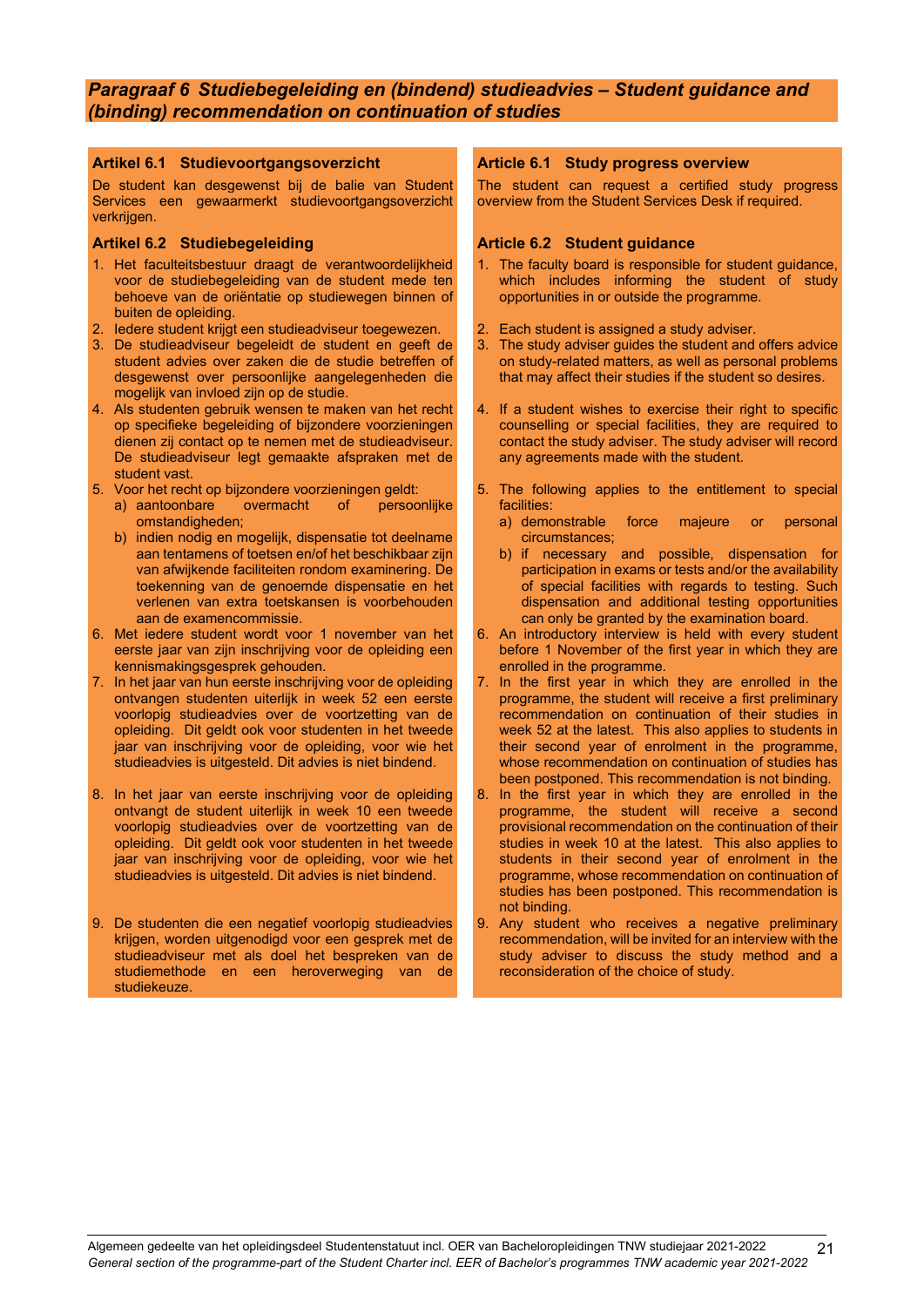## *Paragraaf 6 Studiebegeleiding en (bindend) studieadvies – Student guidance and (binding) recommendation on continuation of studies*

### Artikel 6.1 Studievoortgangsoverzicht

De student kan desgewenst bij de balie van Student Services een gewaarmerkt studievoortgangsoverzicht verkrijgen.

### Artikel 6.2 Studiebegeleiding

1. Het faculteitsbestuur draagt de verantwoordelijkheid voor de studiebegeleiding van de student mede ten behoeve van de oriëntatie op studiewegen binnen of buiten de opleiding.
2. Iedere student krijgt een studieadviseur toegewezen.
3. De studieadviseur begeleidt de student en geeft de student advies over zaken die de studie betreffen of desgewenst over persoonlijke aangelegenheden die mogelijk van invloed zijn op de studie.
4. Als studenten gebruik wensen te maken van het recht op specifieke begeleiding of bijzondere voorzieningen dienen zij contact op te nemen met de studieadviseur. De studieadviseur legt gemaakte afspraken met de student vast.
5. Voor het recht op bijzondere voorzieningen geldt:
   a) aantoonbare overmacht of persoonlijke omstandigheden;
   b) indien nodig en mogelijk, dispensatie tot deelname aan tentamens of toetsen en/of het beschikbaar zijn van afwijkende faciliteiten rondom examinering. De toekenning van de genoemde dispensatie en het verlenen van extra toetskansen is voorbehouden aan de examencommissie.
6. Met iedere student wordt voor 1 november van het eerste jaar van zijn inschrijving voor de opleiding een kennismakingsgesprek gehouden.
7. In het jaar van hun eerste inschrijving voor de opleiding ontvangen studenten uiterlijk in week 52 een eerste voorlopig studieadvies over de voortzetting van de opleiding. Dit geldt ook voor studenten in het tweede jaar van inschrijving voor de opleiding, voor wie het studieadvies is uitgesteld. Dit advies is niet bindend.
8. In het jaar van eerste inschrijving voor de opleiding ontvangt de student uiterlijk in week 10 een tweede voorlopig studieadvies over de voortzetting van de opleiding. Dit geldt ook voor studenten in het tweede jaar van inschrijving voor de opleiding, voor wie het studieadvies is uitgesteld. Dit advies is niet bindend.
9. De studenten die een negatief voorlopig studieadvies krijgen, worden uitgenodigd voor een gesprek met de studieadviseur met als doel het bespreken van de studiemethode en een heroverweging van de studiekeuze.

### Article 6.1 Study progress overview

The student can request a certified study progress overview from the Student Services Desk if required.

### Article 6.2 Student guidance

1. The faculty board is responsible for student guidance, which includes informing the student of study opportunities in or outside the programme.
2. Each student is assigned a study adviser.
3. The study adviser guides the student and offers advice on study-related matters, as well as personal problems that may affect their studies if the student so desires.
4. If a student wishes to exercise their right to specific counselling or special facilities, they are required to contact the study adviser. The study adviser will record any agreements made with the student.
5. The following applies to the entitlement to special facilities:
   a) demonstrable force majeure or personal circumstances;
   b) if necessary and possible, dispensation for participation in exams or tests and/or the availability of special facilities with regards to testing. Such dispensation and additional testing opportunities can only be granted by the examination board.
6. An introductory interview is held with every student before 1 November of the first year in which they are enrolled in the programme.
7. In the first year in which they are enrolled in the programme, the student will receive a first preliminary recommendation on continuation of their studies in week 52 at the latest. This also applies to students in their second year of enrolment in the programme, whose recommendation on continuation of studies has been postponed. This recommendation is not binding.
8. In the first year in which they are enrolled in the programme, the student will receive a second provisional recommendation on the continuation of their studies in week 10 at the latest. This also applies to students in their second year of enrolment in the programme, whose recommendation on continuation of studies has been postponed. This recommendation is not binding.
9. Any student who receives a negative preliminary recommendation, will be invited for an interview with the study adviser to discuss the study method and a reconsideration of the choice of study.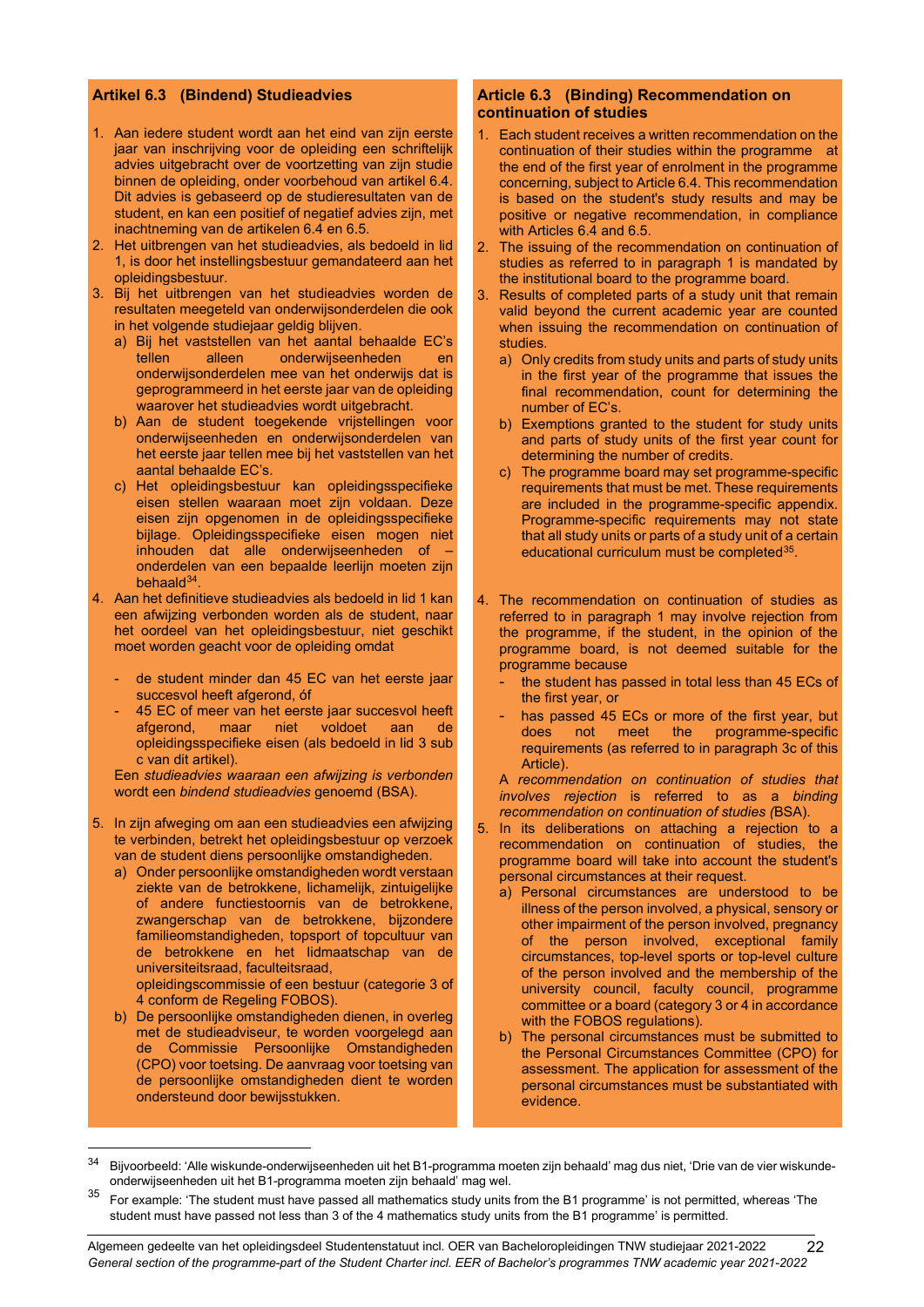### Artikel 6.3 (Bindend) Studieadvies

1. Aan iedere student wordt aan het eind van zijn eerste jaar van inschrijving voor de opleiding een schriftelijk advies uitgebracht over de voortzetting van zijn studie binnen de opleiding, onder voorbehoud van artikel 6.4. Dit advies is gebaseerd op de studieresultaten van de student, en kan een positief of negatief advies zijn, met inachtneming van de artikelen 6.4 en 6.5.
2. Het uitbrengen van het studieadvies, als bedoeld in lid 1, is door het instellingsbestuur gemandateerd aan het opleidingsbestuur.
3. Bij het uitbrengen van het studieadvies worden de resultaten meegeteld van onderwijsonderdelen die ook in het volgende studiejaar geldig blijven.
   a) Bij het vaststellen van het aantal behaalde EC's tellen alleen onderwijseenheden en onderwijsonderdelen mee van het onderwijs dat is geprogrammeerd in het eerste jaar van de opleiding waarover het studieadvies wordt uitgebracht.
   b) Aan de student toegekende vrijstellingen voor onderwijseenheden en onderwijsonderdelen van het eerste jaar tellen mee bij het vaststellen van het aantal behaalde EC's.
   c) Het opleidingsbestuur kan opleidingsspecifieke eisen stellen waaraan moet zijn voldaan. Deze eisen zijn opgenomen in de opleidingsspecifieke bijlage. Opleidingsspecifieke eisen mogen niet inhouden dat alle onderwijseenheden of –onderdelen van een bepaalde leerlijn moeten zijn behaald[34].
4. Aan het definitieve studieadvies als bedoeld in lid 1 kan een afwijzing verbonden worden als de student, naar het oordeel van het opleidingsbestuur, niet geschikt moet worden geacht voor de opleiding omdat
   - de student minder dan 45 EC van het eerste jaar succesvol heeft afgerond, óf
   - 45 EC of meer van het eerste jaar succesvol heeft afgerond, maar niet voldoet aan de opleidingsspecifieke eisen (als bedoeld in lid 3 sub c van dit artikel).

   Een *studieadvies waaraan een afwijzing is verbonden* wordt een *bindend studieadvies* genoemd (BSA).
5. In zijn afweging om aan een studieadvies een afwijzing te verbinden, betrekt het opleidingsbestuur op verzoek van de student diens persoonlijke omstandigheden.
   a) Onder persoonlijke omstandigheden wordt verstaan ziekte van de betrokkene, lichamelijk, zintuigelijke of andere functiestoornis van de betrokkene, zwangerschap van de betrokkene, bijzondere familieomstandigheden, topsport of topcultuur van de betrokkene en het lidmaatschap van de universiteitsraad, faculteitsraad, opleidingscommissie of een bestuur (categorie 3 of 4 conform de Regeling FOBOS).
   b) De persoonlijke omstandigheden dienen, in overleg met de studieadviseur, te worden voorgelegd aan de Commissie Persoonlijke Omstandigheden (CPO) voor toetsing. De aanvraag voor toetsing van de persoonlijke omstandigheden dient te worden ondersteund door bewijsstukken.

### Article 6.3 (Binding) Recommendation on continuation of studies

1. Each student receives a written recommendation on the continuation of their studies within the programme at the end of the first year of enrolment in the programme concerning, subject to Article 6.4. This recommendation is based on the student's study results and may be positive or negative recommendation, in compliance with Articles 6.4 and 6.5.
2. The issuing of the recommendation on continuation of studies as referred to in paragraph 1 is mandated by the institutional board to the programme board.
3. Results of completed parts of a study unit that remain valid beyond the current academic year are counted when issuing the recommendation on continuation of studies.
   a) Only credits from study units and parts of study units in the first year of the programme that issues the final recommendation, count for determining the number of EC's.
   b) Exemptions granted to the student for study units and parts of study units of the first year count for determining the number of credits.
   c) The programme board may set programme-specific requirements that must be met. These requirements are included in the programme-specific appendix. Programme-specific requirements may not state that all study units or parts of a study unit of a certain educational curriculum must be completed[35].
4. The recommendation on continuation of studies as referred to in paragraph 1 may involve rejection from the programme, if the student, in the opinion of the programme board, is not deemed suitable for the programme because
   - the student has passed in total less than 45 ECs of the first year, or
   - has passed 45 ECs or more of the first year, but does not meet the programme-specific requirements (as referred to in paragraph 3c of this Article).

   A *recommendation on continuation of studies that involves rejection* is referred to as a *binding recommendation on continuation of studies (*BSA).
5. In its deliberations on attaching a rejection to a recommendation on continuation of studies, the programme board will take into account the student's personal circumstances at their request.
   a) Personal circumstances are understood to be illness of the person involved, a physical, sensory or other impairment of the person involved, pregnancy of the person involved, exceptional family circumstances, top-level sports or top-level culture of the person involved and the membership of the university council, faculty council, programme committee or a board (category 3 or 4 in accordance with the FOBOS regulations).
   b) The personal circumstances must be submitted to the Personal Circumstances Committee (CPO) for assessment. The application for assessment of the personal circumstances must be substantiated with evidence.

---

[34] Bijvoorbeeld: 'Alle wiskunde-onderwijseenheden uit het B1-programma moeten zijn behaald' mag dus niet, 'Drie van de vier wiskunde-onderwijseenheden uit het B1-programma moeten zijn behaald' mag wel.

[35] For example: 'The student must have passed all mathematics study units from the B1 programme' is not permitted, whereas 'The student must have passed not less than 3 of the 4 mathematics study units from the B1 programme' is permitted.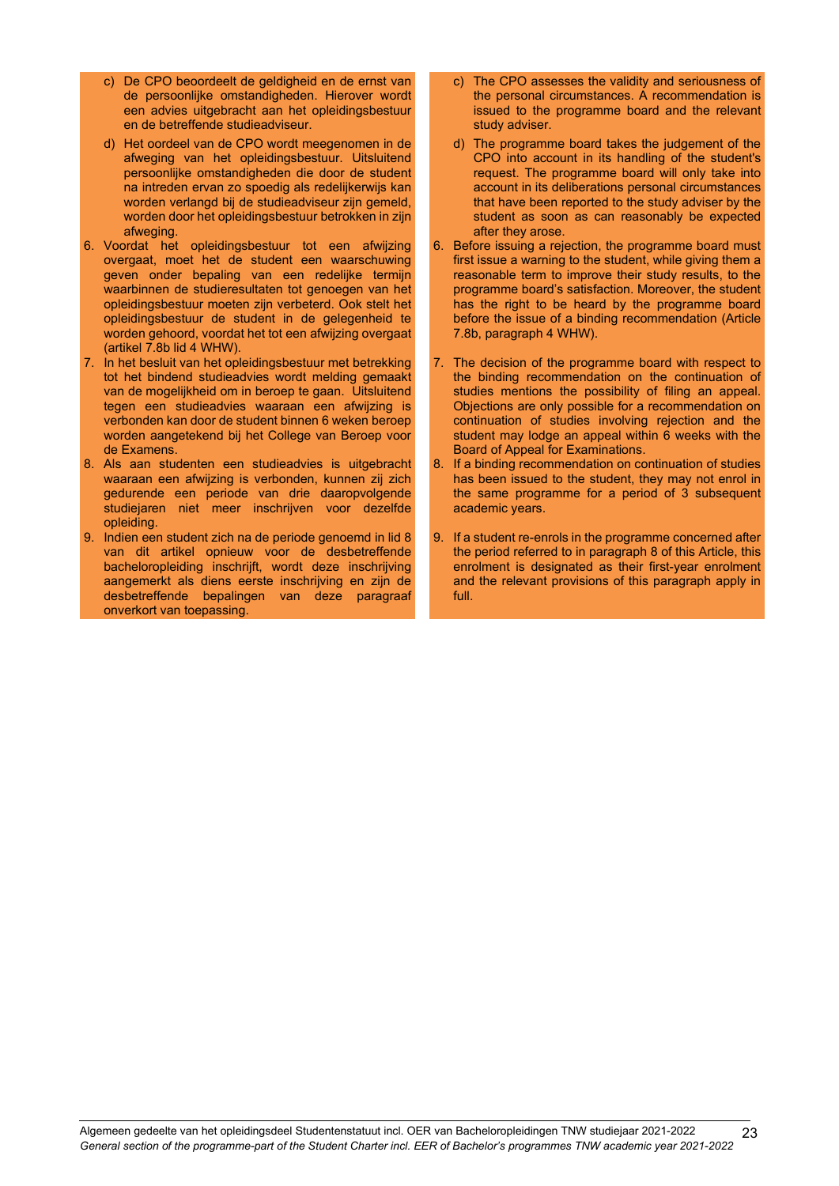c) De CPO beoordeelt de geldigheid en de ernst van de persoonlijke omstandigheden. Hierover wordt een advies uitgebracht aan het opleidingsbestuur en de betreffende studieadviseur.

d) Het oordeel van de CPO wordt meegenomen in de afweging van het opleidingsbestuur. Uitsluitend persoonlijke omstandigheden die door de student na intreden ervan zo spoedig als redelijkerwijs kan worden verlangd bij de studieadviseur zijn gemeld, worden door het opleidingsbestuur betrokken in zijn afweging.

6. Voordat het opleidingsbestuur tot een afwijzing overgaat, moet het de student een waarschuwing geven onder bepaling van een redelijke termijn waarbinnen de studieresultaten tot genoegen van het opleidingsbestuur moeten zijn verbeterd. Ook stelt het opleidingsbestuur de student in de gelegenheid te worden gehoord, voordat het tot een afwijzing overgaat (artikel 7.8b lid 4 WHW).
7. In het besluit van het opleidingsbestuur met betrekking tot het bindend studieadvies wordt melding gemaakt van de mogelijkheid om in beroep te gaan. Uitsluitend tegen een studieadvies waaraan een afwijzing is verbonden kan door de student binnen 6 weken beroep worden aangetekend bij het College van Beroep voor de Examens.
8. Als aan studenten een studieadvies is uitgebracht waaraan een afwijzing is verbonden, kunnen zij zich gedurende een periode van drie daaropvolgende studiejaren niet meer inschrijven voor dezelfde opleiding.
9. Indien een student zich na de periode genoemd in lid 8 van dit artikel opnieuw voor de desbetreffende bacheloropleiding inschrijft, wordt deze inschrijving aangemerkt als diens eerste inschrijving en zijn de desbetreffende bepalingen van deze paragraaf onverkort van toepassing.

c) The CPO assesses the validity and seriousness of the personal circumstances. A recommendation is issued to the programme board and the relevant study adviser.

d) The programme board takes the judgement of the CPO into account in its handling of the student's request. The programme board will only take into account in its deliberations personal circumstances that have been reported to the study adviser by the student as soon as can reasonably be expected after they arose.

6. Before issuing a rejection, the programme board must first issue a warning to the student, while giving them a reasonable term to improve their study results, to the programme board's satisfaction. Moreover, the student has the right to be heard by the programme board before the issue of a binding recommendation (Article 7.8b, paragraph 4 WHW).
7. The decision of the programme board with respect to the binding recommendation on the continuation of studies mentions the possibility of filing an appeal. Objections are only possible for a recommendation on continuation of studies involving rejection and the student may lodge an appeal within 6 weeks with the Board of Appeal for Examinations.
8. If a binding recommendation on continuation of studies has been issued to the student, they may not enrol in the same programme for a period of 3 subsequent academic years.
9. If a student re-enrols in the programme concerned after the period referred to in paragraph 8 of this Article, this enrolment is designated as their first-year enrolment and the relevant provisions of this paragraph apply in full.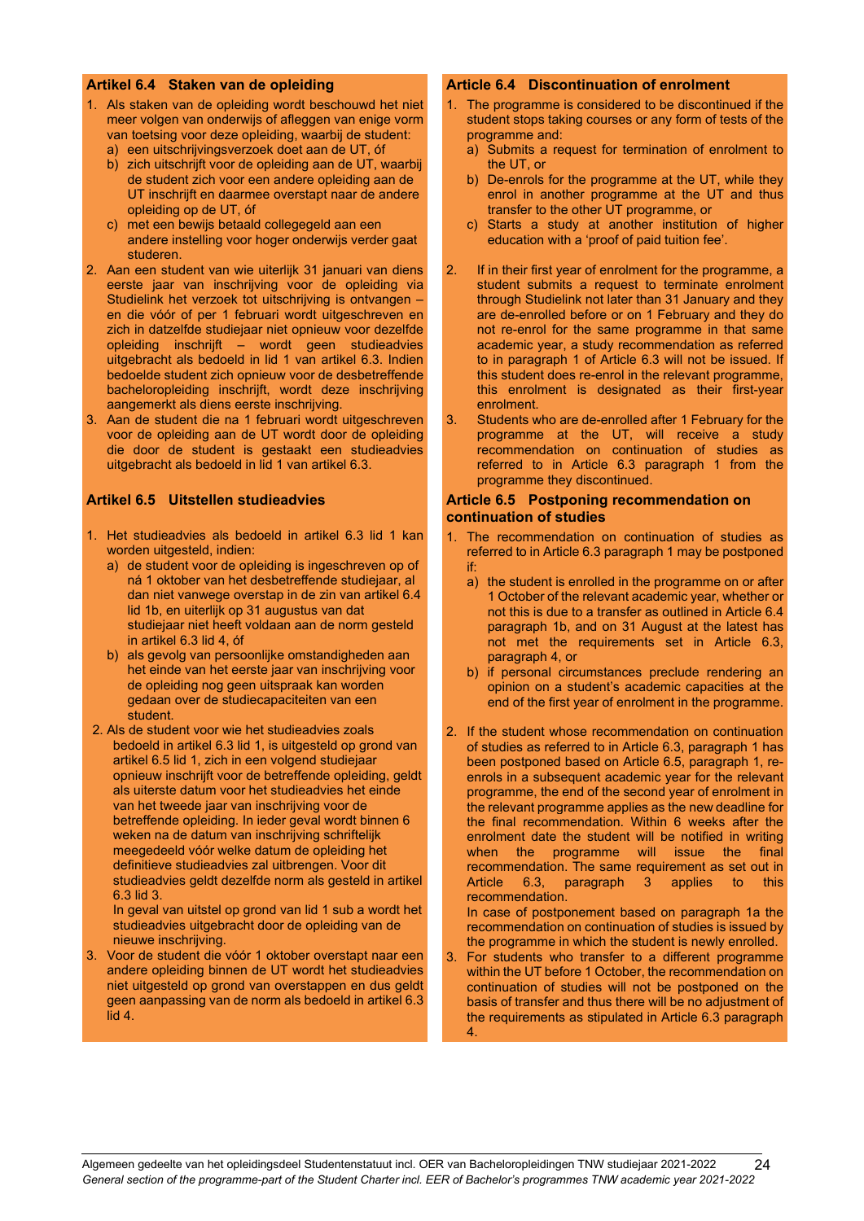## Artikel 6.4 Staken van de opleiding

1. Als staken van de opleiding wordt beschouwd het niet meer volgen van onderwijs of afleggen van enige vorm van toetsing voor deze opleiding, waarbij de student:
   a) een uitschrijvingsverzoek doet aan de UT, óf
   b) zich uitschrijft voor de opleiding aan de UT, waarbij de student zich voor een andere opleiding aan de UT inschrijft en daarmee overstapt naar de andere opleiding op de UT, óf
   c) met een bewijs betaald collegegeld aan een andere instelling voor hoger onderwijs verder gaat studeren.
2. Aan een student van wie uiterlijk 31 januari van diens eerste jaar van inschrijving voor de opleiding via Studielink het verzoek tot uitschrijving is ontvangen – en die vóór of per 1 februari wordt uitgeschreven en zich in datzelfde studiejaar niet opnieuw voor dezelfde opleiding inschrijft – wordt geen studieadvies uitgebracht als bedoeld in lid 1 van artikel 6.3. Indien bedoelde student zich opnieuw voor de desbetreffende bacheloropleiding inschrijft, wordt deze inschrijving aangemerkt als diens eerste inschrijving.
3. Aan de student die na 1 februari wordt uitgeschreven voor de opleiding aan de UT wordt door de opleiding die door de student is gestaakt een studieadvies uitgebracht als bedoeld in lid 1 van artikel 6.3.

## Artikel 6.5 Uitstellen studieadvies

1. Het studieadvies als bedoeld in artikel 6.3 lid 1 kan worden uitgesteld, indien:
   a) de student voor de opleiding is ingeschreven op of ná 1 oktober van het desbetreffende studiejaar, al dan niet vanwege overstap in de zin van artikel 6.4 lid 1b, en uiterlijk op 31 augustus van dat studiejaar niet heeft voldaan aan de norm gesteld in artikel 6.3 lid 4, óf
   b) als gevolg van persoonlijke omstandigheden aan het einde van het eerste jaar van inschrijving voor de opleiding nog geen uitspraak kan worden gedaan over de studiecapaciteiten van een student.
2. Als de student voor wie het studieadvies zoals bedoeld in artikel 6.3 lid 1, is uitgesteld op grond van artikel 6.5 lid 1, zich in een volgend studiejaar opnieuw inschrijft voor de betreffende opleiding, geldt als uiterste datum voor het studieadvies het einde van het tweede jaar van inschrijving voor de betreffende opleiding. In ieder geval wordt binnen 6 weken na de datum van inschrijving schriftelijk meegedeeld vóór welke datum de opleiding het definitieve studieadvies zal uitbrengen. Voor dit studieadvies geldt dezelfde norm als gesteld in artikel 6.3 lid 3.

   In geval van uitstel op grond van lid 1 sub a wordt het studieadvies uitgebracht door de opleiding van de nieuwe inschrijving.
3. Voor de student die vóór 1 oktober overstapt naar een andere opleiding binnen de UT wordt het studieadvies niet uitgesteld op grond van overstappen en dus geldt geen aanpassing van de norm als bedoeld in artikel 6.3 lid 4.

## Article 6.4 Discontinuation of enrolment

1. The programme is considered to be discontinued if the student stops taking courses or any form of tests of the programme and:
   a) Submits a request for termination of enrolment to the UT, or
   b) De-enrols for the programme at the UT, while they enrol in another programme at the UT and thus transfer to the other UT programme, or
   c) Starts a study at another institution of higher education with a 'proof of paid tuition fee'.
2. If in their first year of enrolment for the programme, a student submits a request to terminate enrolment through Studielink not later than 31 January and they are de-enrolled before or on 1 February and they do not re-enrol for the same programme in that same academic year, a study recommendation as referred to in paragraph 1 of Article 6.3 will not be issued. If this student does re-enrol in the relevant programme, this enrolment is designated as their first-year enrolment.
3. Students who are de-enrolled after 1 February for the programme at the UT, will receive a study recommendation on continuation of studies as referred to in Article 6.3 paragraph 1 from the programme they discontinued.

## Article 6.5 Postponing recommendation on continuation of studies

1. The recommendation on continuation of studies as referred to in Article 6.3 paragraph 1 may be postponed if:
   a) the student is enrolled in the programme on or after 1 October of the relevant academic year, whether or not this is due to a transfer as outlined in Article 6.4 paragraph 1b, and on 31 August at the latest has not met the requirements set in Article 6.3, paragraph 4, or
   b) if personal circumstances preclude rendering an opinion on a student's academic capacities at the end of the first year of enrolment in the programme.
2. If the student whose recommendation on continuation of studies as referred to in Article 6.3, paragraph 1 has been postponed based on Article 6.5, paragraph 1, re-enrols in a subsequent academic year for the relevant programme, the end of the second year of enrolment in the relevant programme applies as the new deadline for the final recommendation. Within 6 weeks after the enrolment date the student will be notified in writing when the programme will issue the final recommendation. The same requirement as set out in Article 6.3, paragraph 3 applies to this recommendation.

   In case of postponement based on paragraph 1a the recommendation on continuation of studies is issued by the programme in which the student is newly enrolled.
3. For students who transfer to a different programme within the UT before 1 October, the recommendation on continuation of studies will not be postponed on the basis of transfer and thus there will be no adjustment of the requirements as stipulated in Article 6.3 paragraph 4.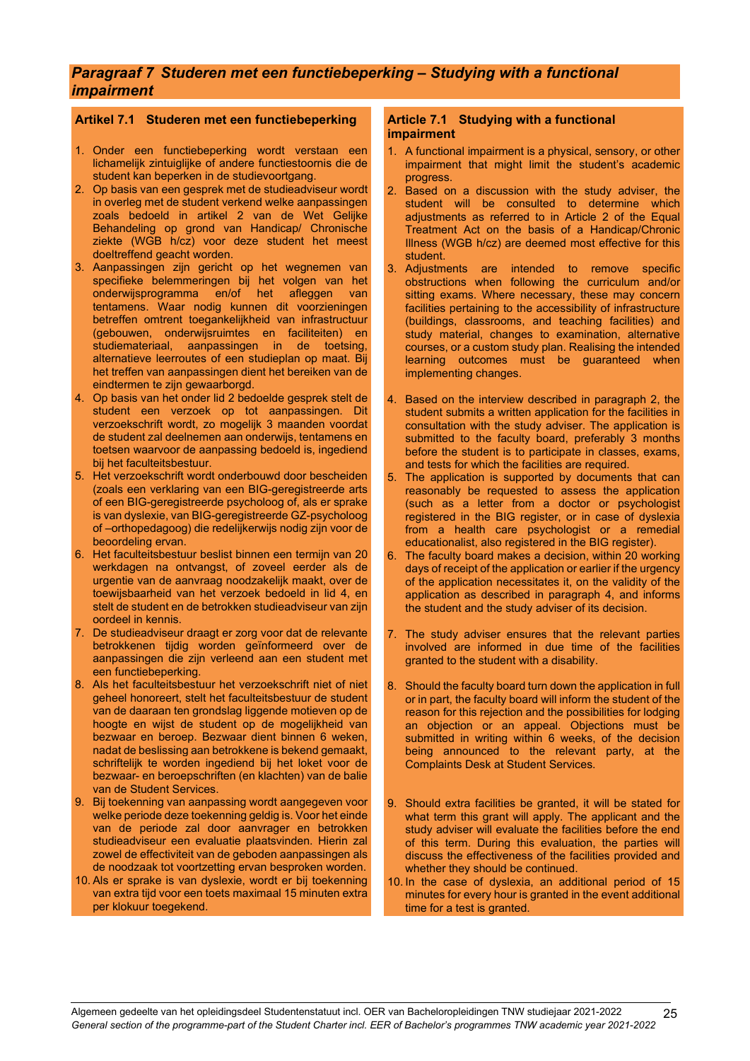## *Paragraaf 7 Studeren met een functiebeperking – Studying with a functional impairment*

### Artikel 7.1 Studeren met een functiebeperking

1. Onder een functiebeperking wordt verstaan een lichamelijk zintuiglijke of andere functiestoornis die de student kan beperken in de studievoortgang.
2. Op basis van een gesprek met de studieadviseur wordt in overleg met de student verkend welke aanpassingen zoals bedoeld in artikel 2 van de Wet Gelijke Behandeling op grond van Handicap/ Chronische ziekte (WGB h/cz) voor deze student het meest doeltreffend geacht worden.
3. Aanpassingen zijn gericht op het wegnemen van specifieke belemmeringen bij het volgen van het onderwijsprogramma en/of het afleggen van tentamens. Waar nodig kunnen dit voorzieningen betreffen omtrent toegankelijkheid van infrastructuur (gebouwen, onderwijsruimtes en faciliteiten) en studiemateriaal, aanpassingen in de toetsing, alternatieve leerroutes of een studieplan op maat. Bij het treffen van aanpassingen dient het bereiken van de eindtermen te zijn gewaarborgd.
4. Op basis van het onder lid 2 bedoelde gesprek stelt de student een verzoek op tot aanpassingen. Dit verzoekschrift wordt, zo mogelijk 3 maanden voordat de student zal deelnemen aan onderwijs, tentamens en toetsen waarvoor de aanpassing bedoeld is, ingediend bij het faculteitsbestuur.
5. Het verzoekschrift wordt onderbouwd door bescheiden (zoals een verklaring van een BIG-geregistreerde arts of een BIG-geregistreerde psycholoog of, als er sprake is van dyslexie, van BIG-geregistreerde GZ-psycholoog of –orthopedagoog) die redelijkerwijs nodig zijn voor de beoordeling ervan.
6. Het faculteitsbestuur beslist binnen een termijn van 20 werkdagen na ontvangst, of zoveel eerder als de urgentie van de aanvraag noodzakelijk maakt, over de toewijsbaarheid van het verzoek bedoeld in lid 4, en stelt de student en de betrokken studieadviseur van zijn oordeel in kennis.
7. De studieadviseur draagt er zorg voor dat de relevante betrokkenen tijdig worden geïnformeerd over de aanpassingen die zijn verleend aan een student met een functiebeperking.
8. Als het faculteitsbestuur het verzoekschrift niet of niet geheel honoreert, stelt het faculteitsbestuur de student van de daaraan ten grondslag liggende motieven op de hoogte en wijst de student op de mogelijkheid van bezwaar en beroep. Bezwaar dient binnen 6 weken, nadat de beslissing aan betrokkene is bekend gemaakt, schriftelijk te worden ingediend bij het loket voor de bezwaar- en beroepschriften (en klachten) van de balie van de Student Services.
9. Bij toekenning van aanpassing wordt aangegeven voor welke periode deze toekenning geldig is. Voor het einde van de periode zal door aanvrager en betrokken studieadviseur een evaluatie plaatsvinden. Hierin zal zowel de effectiviteit van de geboden aanpassingen als de noodzaak tot voortzetting ervan besproken worden.
10. Als er sprake is van dyslexie, wordt er bij toekenning van extra tijd voor een toets maximaal 15 minuten extra per klokuur toegekend.

### Article 7.1 Studying with a functional impairment

1. A functional impairment is a physical, sensory, or other impairment that might limit the student's academic progress.
2. Based on a discussion with the study adviser, the student will be consulted to determine which adjustments as referred to in Article 2 of the Equal Treatment Act on the basis of a Handicap/Chronic Illness (WGB h/cz) are deemed most effective for this student.
3. Adjustments are intended to remove specific obstructions when following the curriculum and/or sitting exams. Where necessary, these may concern facilities pertaining to the accessibility of infrastructure (buildings, classrooms, and teaching facilities) and study material, changes to examination, alternative courses, or a custom study plan. Realising the intended learning outcomes must be guaranteed when implementing changes.
4. Based on the interview described in paragraph 2, the student submits a written application for the facilities in consultation with the study adviser. The application is submitted to the faculty board, preferably 3 months before the student is to participate in classes, exams, and tests for which the facilities are required.
5. The application is supported by documents that can reasonably be requested to assess the application (such as a letter from a doctor or psychologist registered in the BIG register, or in case of dyslexia from a health care psychologist or a remedial educationalist, also registered in the BIG register).
6. The faculty board makes a decision, within 20 working days of receipt of the application or earlier if the urgency of the application necessitates it, on the validity of the application as described in paragraph 4, and informs the student and the study adviser of its decision.
7. The study adviser ensures that the relevant parties involved are informed in due time of the facilities granted to the student with a disability.
8. Should the faculty board turn down the application in full or in part, the faculty board will inform the student of the reason for this rejection and the possibilities for lodging an objection or an appeal. Objections must be submitted in writing within 6 weeks, of the decision being announced to the relevant party, at the Complaints Desk at Student Services.
9. Should extra facilities be granted, it will be stated for what term this grant will apply. The applicant and the study adviser will evaluate the facilities before the end of this term. During this evaluation, the parties will discuss the effectiveness of the facilities provided and whether they should be continued.
10. In the case of dyslexia, an additional period of 15 minutes for every hour is granted in the event additional time for a test is granted.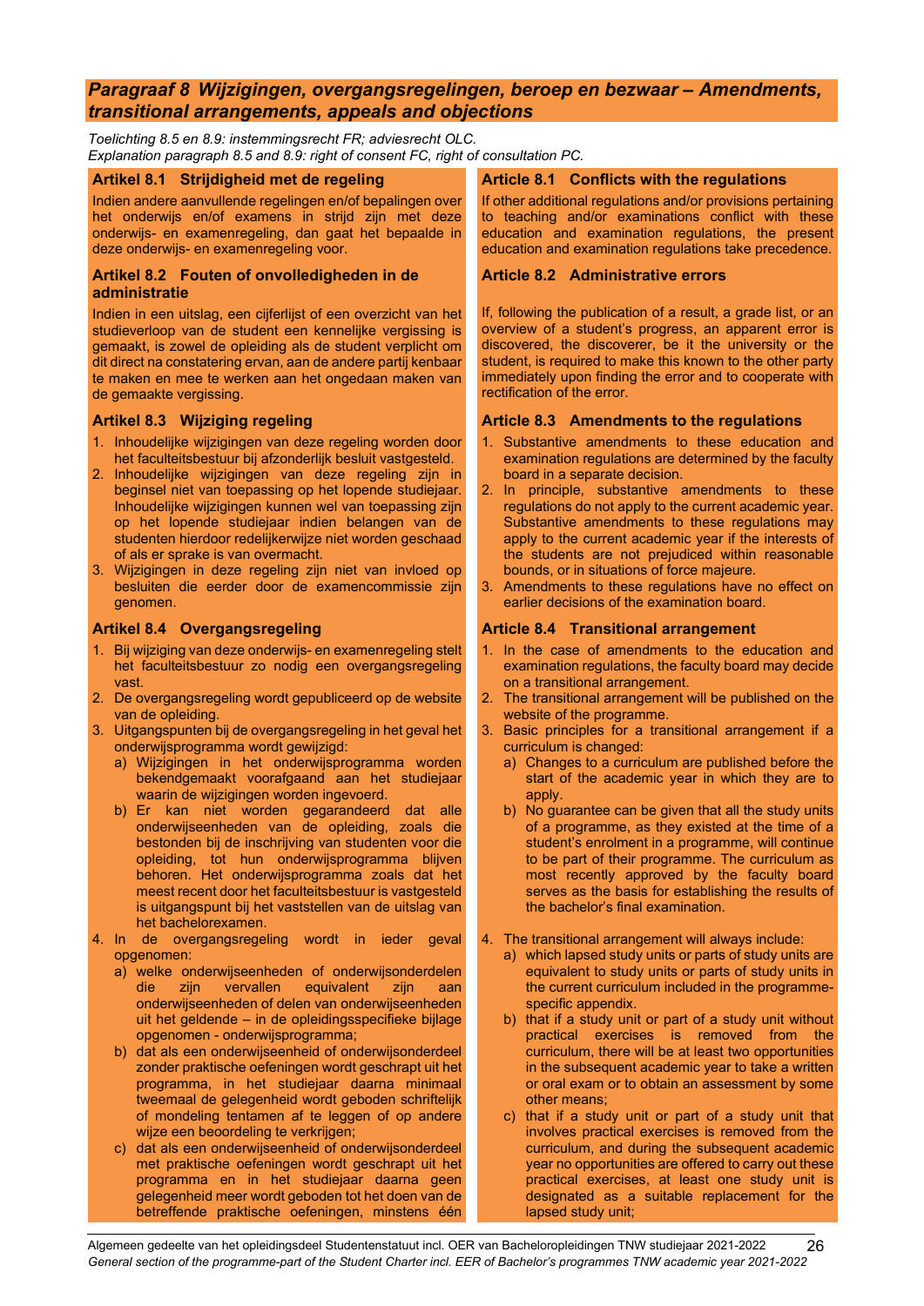## *Paragraaf 8 Wijzigingen, overgangsregelingen, beroep en bezwaar – Amendments, transitional arrangements, appeals and objections*

*Toelichting 8.5 en 8.9: instemmingsrecht FR; adviesrecht OLC.*
*Explanation paragraph 8.5 and 8.9: right of consent FC, right of consultation PC.*

### Artikel 8.1 Strijdigheid met de regeling

Indien andere aanvullende regelingen en/of bepalingen over het onderwijs en/of examens in strijd zijn met deze onderwijs- en examenregeling, dan gaat het bepaalde in deze onderwijs- en examenregeling voor.

### Artikel 8.2 Fouten of onvolledigheden in de administratie

Indien in een uitslag, een cijferlijst of een overzicht van het studieverloop van de student een kennelijke vergissing is gemaakt, is zowel de opleiding als de student verplicht om dit direct na constatering ervan, aan de andere partij kenbaar te maken en mee te werken aan het ongedaan maken van de gemaakte vergissing.

### Artikel 8.3 Wijziging regeling

1. Inhoudelijke wijzigingen van deze regeling worden door het faculteitsbestuur bij afzonderlijk besluit vastgesteld.
2. Inhoudelijke wijzigingen van deze regeling zijn in beginsel niet van toepassing op het lopende studiejaar. Inhoudelijke wijzigingen kunnen wel van toepassing zijn op het lopende studiejaar indien belangen van de studenten hierdoor redelijkerwijze niet worden geschaad of als er sprake is van overmacht.
3. Wijzigingen in deze regeling zijn niet van invloed op besluiten die eerder door de examencommissie zijn genomen.

### Artikel 8.4 Overgangsregeling

1. Bij wijziging van deze onderwijs- en examenregeling stelt het faculteitsbestuur zo nodig een overgangsregeling vast.
2. De overgangsregeling wordt gepubliceerd op de website van de opleiding.
3. Uitgangspunten bij de overgangsregeling in het geval het onderwijsprogramma wordt gewijzigd:
   a) Wijzigingen in het onderwijsprogramma worden bekendgemaakt voorafgaand aan het studiejaar waarin de wijzigingen worden ingevoerd.
   b) Er kan niet worden gegarandeerd dat alle onderwijseenheden van de opleiding, zoals die bestonden bij de inschrijving van studenten voor die opleiding, tot hun onderwijsprogramma blijven behoren. Het onderwijsprogramma zoals dat het meest recent door het faculteitsbestuur is vastgesteld is uitgangspunt bij het vaststellen van de uitslag van het bachelorexamen.
4. In de overgangsregeling wordt in ieder geval opgenomen:
   a) welke onderwijseenheden of onderwijsonderdelen die zijn vervallen equivalent zijn aan onderwijseenheden of delen van onderwijseenheden uit het geldende – in de opleidingsspecifieke bijlage opgenomen - onderwijsprogramma;
   b) dat als een onderwijseenheid of onderwijsonderdeel zonder praktische oefeningen wordt geschrapt uit het programma, in het studiejaar daarna minimaal tweemaal de gelegenheid wordt geboden schriftelijk of mondeling tentamen af te leggen of op andere wijze een beoordeling te verkrijgen;
   c) dat als een onderwijseenheid of onderwijsonderdeel met praktische oefeningen wordt geschrapt uit het programma en in het studiejaar daarna geen gelegenheid meer wordt geboden tot het doen van de betreffende praktische oefeningen, minstens één

### Article 8.1 Conflicts with the regulations

If other additional regulations and/or provisions pertaining to teaching and/or examinations conflict with these education and examination regulations, the present education and examination regulations take precedence.

### Article 8.2 Administrative errors

If, following the publication of a result, a grade list, or an overview of a student's progress, an apparent error is discovered, the discoverer, be it the university or the student, is required to make this known to the other party immediately upon finding the error and to cooperate with rectification of the error.

### Article 8.3 Amendments to the regulations

1. Substantive amendments to these education and examination regulations are determined by the faculty board in a separate decision.
2. In principle, substantive amendments to these regulations do not apply to the current academic year. Substantive amendments to these regulations may apply to the current academic year if the interests of the students are not prejudiced within reasonable bounds, or in situations of force majeure.
3. Amendments to these regulations have no effect on earlier decisions of the examination board.

### Article 8.4 Transitional arrangement

1. In the case of amendments to the education and examination regulations, the faculty board may decide on a transitional arrangement.
2. The transitional arrangement will be published on the website of the programme.
3. Basic principles for a transitional arrangement if a curriculum is changed:
   a) Changes to a curriculum are published before the start of the academic year in which they are to apply.
   b) No guarantee can be given that all the study units of a programme, as they existed at the time of a student's enrolment in a programme, will continue to be part of their programme. The curriculum as most recently approved by the faculty board serves as the basis for establishing the results of the bachelor's final examination.
4. The transitional arrangement will always include:
   a) which lapsed study units or parts of study units are equivalent to study units or parts of study units in the current curriculum included in the programme-specific appendix.
   b) that if a study unit or part of a study unit without practical exercises is removed from the curriculum, there will be at least two opportunities in the subsequent academic year to take a written or oral exam or to obtain an assessment by some other means;
   c) that if a study unit or part of a study unit that involves practical exercises is removed from the curriculum, and during the subsequent academic year no opportunities are offered to carry out these practical exercises, at least one study unit is designated as a suitable replacement for the lapsed study unit;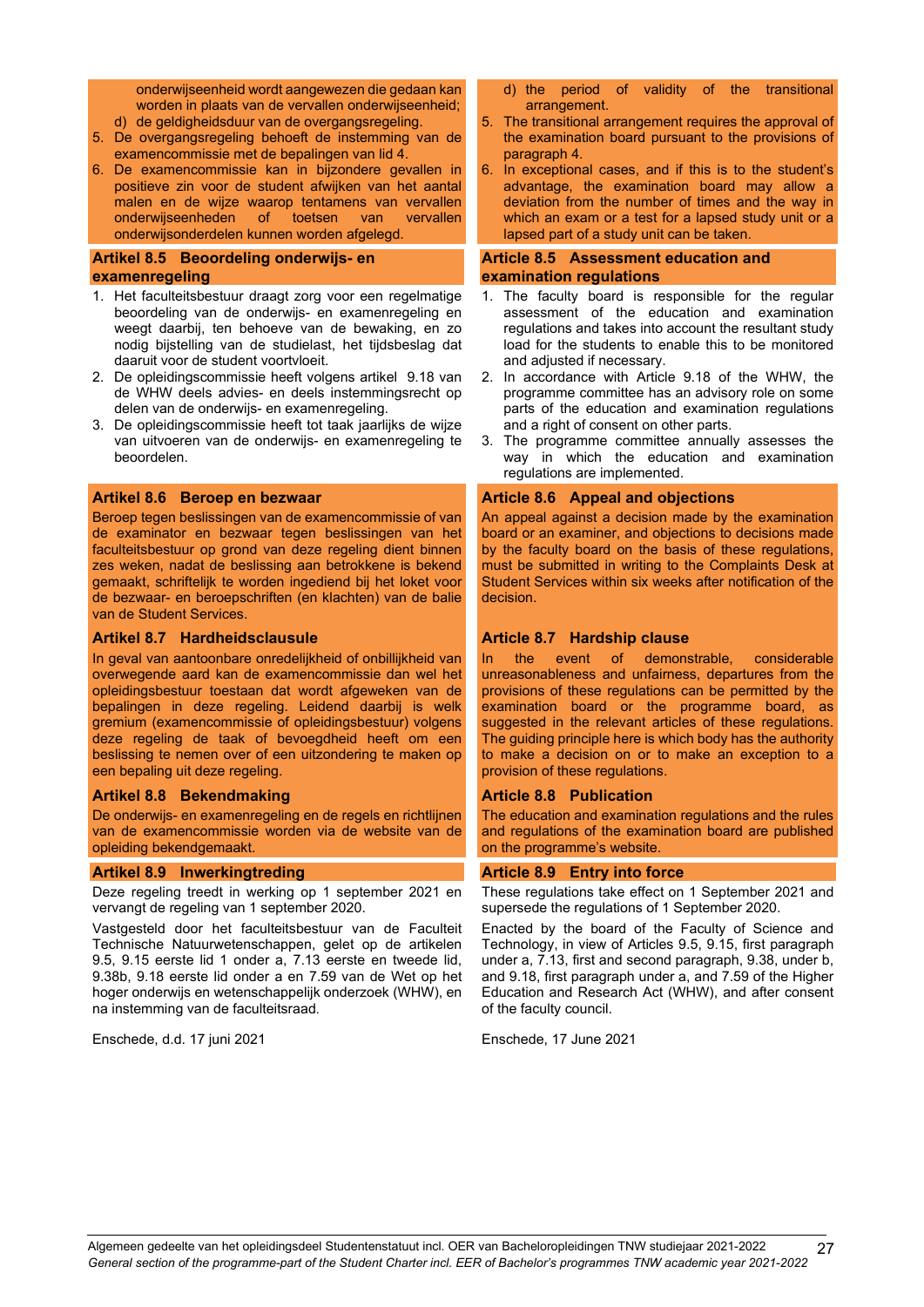onderwijseenheid wordt aangewezen die gedaan kan worden in plaats van de vervallen onderwijseenheid;

d) de geldigheidsduur van de overgangsregeling.

5. De overgangsregeling behoeft de instemming van de examencommissie met de bepalingen van lid 4.
6. De examencommissie kan in bijzondere gevallen in positieve zin voor de student afwijken van het aantal malen en de wijze waarop tentamens van vervallen onderwijseenheden of toetsen van vervallen onderwijsonderdelen kunnen worden afgelegd.

d) the period of validity of the transitional arrangement.

5. The transitional arrangement requires the approval of the examination board pursuant to the provisions of paragraph 4.
6. In exceptional cases, and if this is to the student's advantage, the examination board may allow a deviation from the number of times and the way in which an exam or a test for a lapsed study unit or a lapsed part of a study unit can be taken.

### Artikel 8.5 Beoordeling onderwijs- en examenregeling

1. Het faculteitsbestuur draagt zorg voor een regelmatige beoordeling van de onderwijs- en examenregeling en weegt daarbij, ten behoeve van de bewaking, en zo nodig bijstelling van de studielast, het tijdsbeslag dat daaruit voor de student voortvloeit.
2. De opleidingscommissie heeft volgens artikel 9.18 van de WHW deels advies- en deels instemmingsrecht op delen van de onderwijs- en examenregeling.
3. De opleidingscommissie heeft tot taak jaarlijks de wijze van uitvoeren van de onderwijs- en examenregeling te beoordelen.

### Article 8.5 Assessment education and examination regulations

1. The faculty board is responsible for the regular assessment of the education and examination regulations and takes into account the resultant study load for the students to enable this to be monitored and adjusted if necessary.
2. In accordance with Article 9.18 of the WHW, the programme committee has an advisory role on some parts of the education and examination regulations and a right of consent on other parts.
3. The programme committee annually assesses the way in which the education and examination regulations are implemented.

### Artikel 8.6 Beroep en bezwaar

Beroep tegen beslissingen van de examencommissie of van de examinator en bezwaar tegen beslissingen van het faculteitsbestuur op grond van deze regeling dient binnen zes weken, nadat de beslissing aan betrokkene is bekend gemaakt, schriftelijk te worden ingediend bij het loket voor de bezwaar- en beroepschriften (en klachten) van de balie van de Student Services.

### Article 8.6 Appeal and objections

An appeal against a decision made by the examination board or an examiner, and objections to decisions made by the faculty board on the basis of these regulations, must be submitted in writing to the Complaints Desk at Student Services within six weeks after notification of the decision.

### Artikel 8.7 Hardheidsclausule

In geval van aantoonbare onredelijkheid of onbillijkheid van overwegende aard kan de examencommissie dan wel het opleidingsbestuur toestaan dat wordt afgeweken van de bepalingen in deze regeling. Leidend daarbij is welk gremium (examencommissie of opleidingsbestuur) volgens deze regeling de taak of bevoegdheid heeft om een beslissing te nemen over of een uitzondering te maken op een bepaling uit deze regeling.

### Article 8.7 Hardship clause

In the event of demonstrable, considerable unreasonableness and unfairness, departures from the provisions of these regulations can be permitted by the examination board or the programme board, as suggested in the relevant articles of these regulations. The guiding principle here is which body has the authority to make a decision on or to make an exception to a provision of these regulations.

### Artikel 8.8 Bekendmaking

De onderwijs- en examenregeling en de regels en richtlijnen van de examencommissie worden via de website van de opleiding bekendgemaakt.

### Article 8.8 Publication

The education and examination regulations and the rules and regulations of the examination board are published on the programme's website.

### Artikel 8.9 Inwerkingtreding

Deze regeling treedt in werking op 1 september 2021 en vervangt de regeling van 1 september 2020.

Vastgesteld door het faculteitsbestuur van de Faculteit Technische Natuurwetenschappen, gelet op de artikelen 9.5, 9.15 eerste lid 1 onder a, 7.13 eerste en tweede lid, 9.38b, 9.18 eerste lid onder a en 7.59 van de Wet op het hoger onderwijs en wetenschappelijk onderzoek (WHW), en na instemming van de faculteitsraad.

Enschede, d.d. 17 juni 2021

### Article 8.9 Entry into force

These regulations take effect on 1 September 2021 and supersede the regulations of 1 September 2020.

Enacted by the board of the Faculty of Science and Technology, in view of Articles 9.5, 9.15, first paragraph under a, 7.13, first and second paragraph, 9.38, under b, and 9.18, first paragraph under a, and 7.59 of the Higher Education and Research Act (WHW), and after consent of the faculty council.

Enschede, 17 June 2021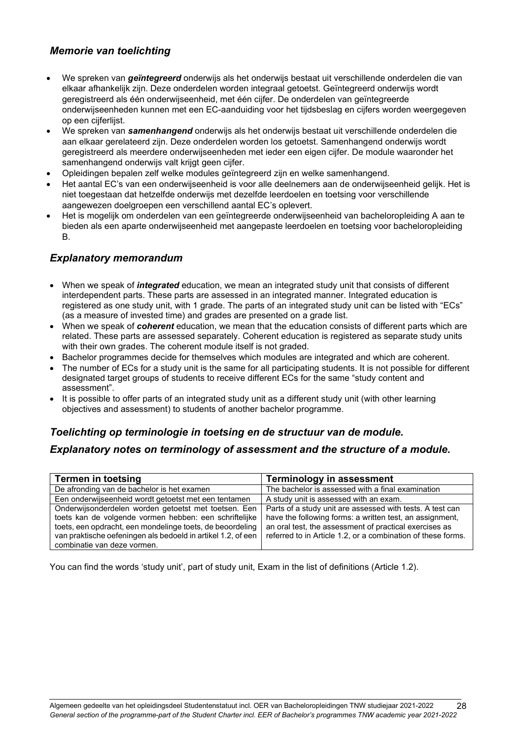## *Memorie van toelichting*

- We spreken van ***geïntegreerd*** onderwijs als het onderwijs bestaat uit verschillende onderdelen die van elkaar afhankelijk zijn. Deze onderdelen worden integraal getoetst. Geïntegreerd onderwijs wordt geregistreerd als één onderwijseenheid, met één cijfer. De onderdelen van geïntegreerde onderwijseenheden kunnen met een EC-aanduiding voor het tijdsbeslag en cijfers worden weergegeven op een cijferlijst.
- We spreken van ***samenhangend*** onderwijs als het onderwijs bestaat uit verschillende onderdelen die aan elkaar gerelateerd zijn. Deze onderdelen worden los getoetst. Samenhangend onderwijs wordt geregistreerd als meerdere onderwijseenheden met ieder een eigen cijfer. De module waaronder het samenhangend onderwijs valt krijgt geen cijfer.
- Opleidingen bepalen zelf welke modules geïntegreerd zijn en welke samenhangend.
- Het aantal EC's van een onderwijseenheid is voor alle deelnemers aan de onderwijseenheid gelijk. Het is niet toegestaan dat hetzelfde onderwijs met dezelfde leerdoelen en toetsing voor verschillende aangewezen doelgroepen een verschillend aantal EC's oplevert.
- Het is mogelijk om onderdelen van een geïntegreerde onderwijseenheid van bacheloropleiding A aan te bieden als een aparte onderwijseenheid met aangepaste leerdoelen en toetsing voor bacheloropleiding B.

## *Explanatory memorandum*

- When we speak of ***integrated*** education, we mean an integrated study unit that consists of different interdependent parts. These parts are assessed in an integrated manner. Integrated education is registered as one study unit, with 1 grade. The parts of an integrated study unit can be listed with "ECs" (as a measure of invested time) and grades are presented on a grade list.
- When we speak of ***coherent*** education, we mean that the education consists of different parts which are related. These parts are assessed separately. Coherent education is registered as separate study units with their own grades. The coherent module itself is not graded.
- Bachelor programmes decide for themselves which modules are integrated and which are coherent.
- The number of ECs for a study unit is the same for all participating students. It is not possible for different designated target groups of students to receive different ECs for the same "study content and assessment".
- It is possible to offer parts of an integrated study unit as a different study unit (with other learning objectives and assessment) to students of another bachelor programme.

## *Toelichting op terminologie in toetsing en de structuur van de module.*

## *Explanatory notes on terminology of assessment and the structure of a module.*

| **Termen in toetsing** | **Terminology in assessment** |
|---|---|
| De afronding van de bachelor is het examen | The bachelor is assessed with a final examination |
| Een onderwijseenheid wordt getoetst met een tentamen | A study unit is assessed with an exam. |
| Onderwijsonderdelen worden getoetst met toetsen. Een toets kan de volgende vormen hebben: een schriftelijke toets, een opdracht, een mondelinge toets, de beoordeling van praktische oefeningen als bedoeld in artikel 1.2, of een combinatie van deze vormen. | Parts of a study unit are assessed with tests. A test can have the following forms: a written test, an assignment, an oral test, the assessment of practical exercises as referred to in Article 1.2, or a combination of these forms. |

You can find the words 'study unit', part of study unit, Exam in the list of definitions (Article 1.2).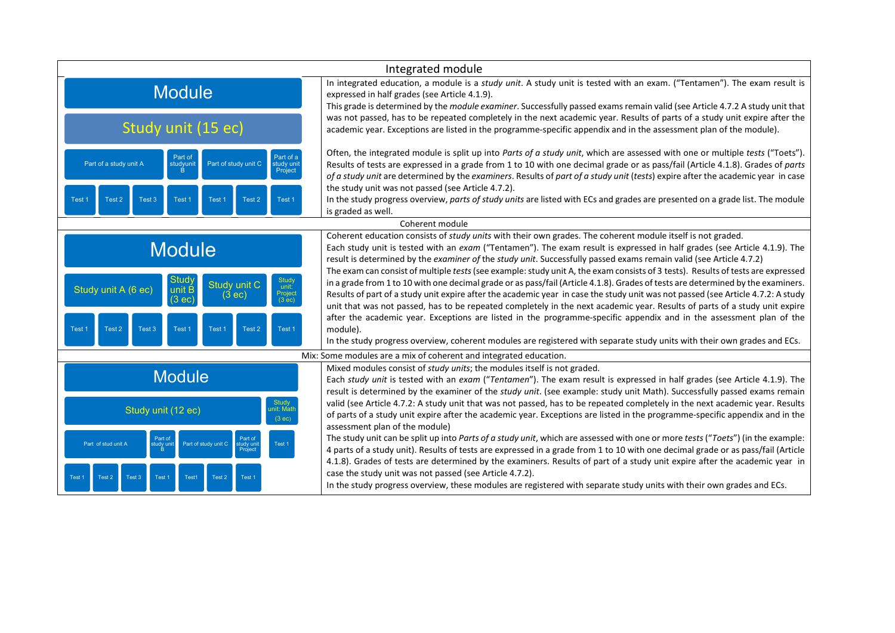## Integrated module

Module

Study unit (15 ec)

Part of a study unit A | Part of studyunit B | Part of study unit C | Part of a study unit Project

Test 1 | Test 2 | Test 3 | Test 1 | Test 1 | Test 2 | Test 1

In integrated education, a module is a *study unit*. A study unit is tested with an exam. ("Tentamen"). The exam result is expressed in half grades (see Article 4.1.9).
This grade is determined by the *module examiner*. Successfully passed exams remain valid (see Article 4.7.2 A study unit that was not passed, has to be repeated completely in the next academic year. Results of parts of a study unit expire after the academic year. Exceptions are listed in the programme-specific appendix and in the assessment plan of the module).

Often, the integrated module is split up into *Parts of a study unit*, which are assessed with one or multiple *tests* ("Toets"). Results of tests are expressed in a grade from 1 to 10 with one decimal grade or as pass/fail (Article 4.1.8). Grades of *parts of a study unit* are determined by the *examiners*. Results of *part of a study unit* (*tests*) expire after the academic year in case the study unit was not passed (see Article 4.7.2).
In the study progress overview, *parts of study units* are listed with ECs and grades are presented on a grade list. The module is graded as well.

## Coherent module

Module

Study unit A (6 ec) | Study unit B (3 ec) | Study unit C (3 ec) | Study unit: Project (3 ec)

Test 1 | Test 2 | Test 3 | Test 1 | Test 1 | Test 2 | Test 1

Coherent education consists of *study units* with their own grades. The coherent module itself is not graded.
Each study unit is tested with an *exam* ("Tentamen"). The exam result is expressed in half grades (see Article 4.1.9). The result is determined by the *examiner of* the *study unit*. Successfully passed exams remain valid (see Article 4.7.2)
The exam can consist of multiple *tests* (see example: study unit A, the exam consists of 3 tests). Results of tests are expressed in a grade from 1 to 10 with one decimal grade or as pass/fail (Article 4.1.8). Grades of tests are determined by the examiners. Results of part of a study unit expire after the academic year in case the study unit was not passed (see Article 4.7.2: A study unit that was not passed, has to be repeated completely in the next academic year. Results of parts of a study unit expire after the academic year. Exceptions are listed in the programme-specific appendix and in the assessment plan of the module).
In the study progress overview, coherent modules are registered with separate study units with their own grades and ECs.

## Mix: Some modules are a mix of coherent and integrated education.

Module

Study unit (12 ec) | Study unit: Math (3 ec)

Part of stud unit A | Part of study unit B | Part of study unit C | Part of study unit Project | Test 1

Test 1 | Test 2 | Test 3 | Test 1 | Test1 | Test 2 | Test 1

Mixed modules consist of *study units*; the modules itself is not graded.
Each *study unit* is tested with an *exam* ("*Tentamen*"). The exam result is expressed in half grades (see Article 4.1.9). The result is determined by the examiner of the *study unit*. (see example: study unit Math). Successfully passed exams remain valid (see Article 4.7.2: A study unit that was not passed, has to be repeated completely in the next academic year. Results of parts of a study unit expire after the academic year. Exceptions are listed in the programme-specific appendix and in the assessment plan of the module)
The study unit can be split up into *Parts of a study unit*, which are assessed with one or more *tests* ("*Toets*") (in the example: 4 parts of a study unit). Results of tests are expressed in a grade from 1 to 10 with one decimal grade or as pass/fail (Article 4.1.8). Grades of tests are determined by the examiners. Results of part of a study unit expire after the academic year in case the study unit was not passed (see Article 4.7.2).
In the study progress overview, these modules are registered with separate study units with their own grades and ECs.